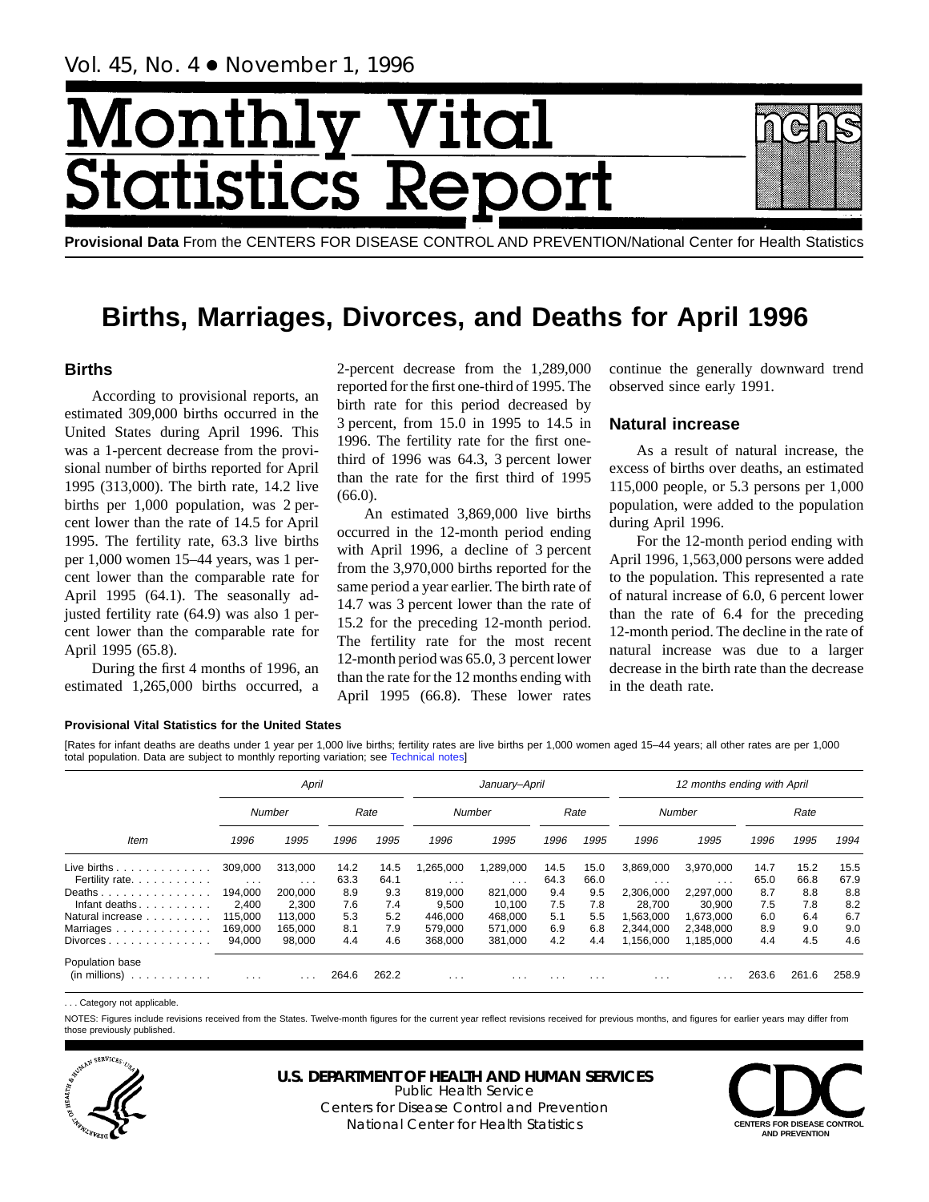Vol. 45, No. 4 • November 1, 1996

# Monthly Vital Statistics Report

**Provisional Data** From the CENTERS FOR DISEASE CONTROL AND PREVENTION/National Center for Health Statistics

# Births, Marriages, Divorces, and Deaths for April 1996

## Births

According to provisional reports, an estimated 309,000 births occurred in the United States during April 1996. This was a 1-percent decrease from the provisional number of births reported for April 1995 (313,000). The birth rate, 14.2 live births per 1,000 population, was 2 percent lower than the rate of 14.5 for April 1995. The fertility rate, 63.3 live births per 1,000 women 15–44 years, was 1 percent lower than the comparable rate for April 1995 (64.1). The seasonally adjusted fertility rate (64.9) was also 1 percent lower than the comparable rate for April 1995 (65.8).

During the first 4 months of 1996, an estimated 1,265,000 births occurred, a 2-percent decrease from the 1,289,000 reported for the first one-third of 1995. The birth rate for this period decreased by 3 percent, from 15.0 in 1995 to 14.5 in 1996. The fertility rate for the first one-third of 1996 was 64.3, 3 percent lower than the rate for the first third of 1995 (66.0).

An estimated 3,869,000 live births occurred in the 12-month period ending with April 1996, a decline of 3 percent from the 3,970,000 births reported for the same period a year earlier. The birth rate of 14.7 was 3 percent lower than the rate of 15.2 for the preceding 12-month period. The fertility rate for the most recent 12-month period was 65.0, 3 percent lower than the rate for the 12 months ending with April 1995 (66.8). These lower rates continue the generally downward trend observed since early 1991.

## Natural increase

As a result of natural increase, the excess of births over deaths, an estimated 115,000 people, or 5.3 persons per 1,000 population, were added to the population during April 1996.

For the 12-month period ending with April 1996, 1,563,000 persons were added to the population. This represented a rate of natural increase of 6.0, 6 percent lower than the rate of 6.4 for the preceding 12-month period. The decline in the rate of natural increase was due to a larger decrease in the birth rate than the decrease in the death rate.

**Provisional Vital Statistics for the United States**

[Rates for infant deaths are deaths under 1 year per 1,000 live births; fertility rates are live births per 1,000 women aged 15–44 years; all other rates are per 1,000 total population. Data are subject to monthly reporting variation; see Technical notes]

| Item | *April* | | | | *January–April* | | | | *12 months ending with April* | | | | |
|---|---|---|---|---|---|---|---|---|---|---|---|---|---|
| | *Number* | | *Rate* | | *Number* | | *Rate* | | *Number* | | *Rate* | | |
| | *1996* | *1995* | *1996* | *1995* | *1996* | *1995* | *1996* | *1995* | *1996* | *1995* | *1996* | *1995* | *1994* |
| Live births | 309,000 | 313,000 | 14.2 | 14.5 | 1,265,000 | 1,289,000 | 14.5 | 15.0 | 3,869,000 | 3,970,000 | 14.7 | 15.2 | 15.5 |
| Fertility rate | . . . | . . . | 63.3 | 64.1 | . . . | . . . | 64.3 | 66.0 | . . . | . . . | 65.0 | 66.8 | 67.9 |
| Deaths | 194,000 | 200,000 | 8.9 | 9.3 | 819,000 | 821,000 | 9.4 | 9.5 | 2,306,000 | 2,297,000 | 8.7 | 8.8 | 8.8 |
| Infant deaths | 2,400 | 2,300 | 7.6 | 7.4 | 9,500 | 10,100 | 7.5 | 7.8 | 28,700 | 30,900 | 7.5 | 7.8 | 8.2 |
| Natural increase | 115,000 | 113,000 | 5.3 | 5.2 | 446,000 | 468,000 | 5.1 | 5.5 | 1,563,000 | 1,673,000 | 6.0 | 6.4 | 6.7 |
| Marriages | 169,000 | 165,000 | 8.1 | 7.9 | 579,000 | 571,000 | 6.9 | 6.8 | 2,344,000 | 2,348,000 | 8.9 | 9.0 | 9.0 |
| Divorces | 94,000 | 98,000 | 4.4 | 4.6 | 368,000 | 381,000 | 4.2 | 4.4 | 1,156,000 | 1,185,000 | 4.4 | 4.5 | 4.6 |
| Population base (in millions) | . . . | . . . | 264.6 | 262.2 | . . . | . . . | . . . | . . . | . . . | . . . | 263.6 | 261.6 | 258.9 |

. . . Category not applicable.

NOTES: Figures include revisions received from the States. Twelve-month figures for the current year reflect revisions received for previous months, and figures for earlier years may differ from those previously published.

**U.S. DEPARTMENT OF HEALTH AND HUMAN SERVICES**
Public Health Service
Centers for Disease Control and Prevention
National Center for Health Statistics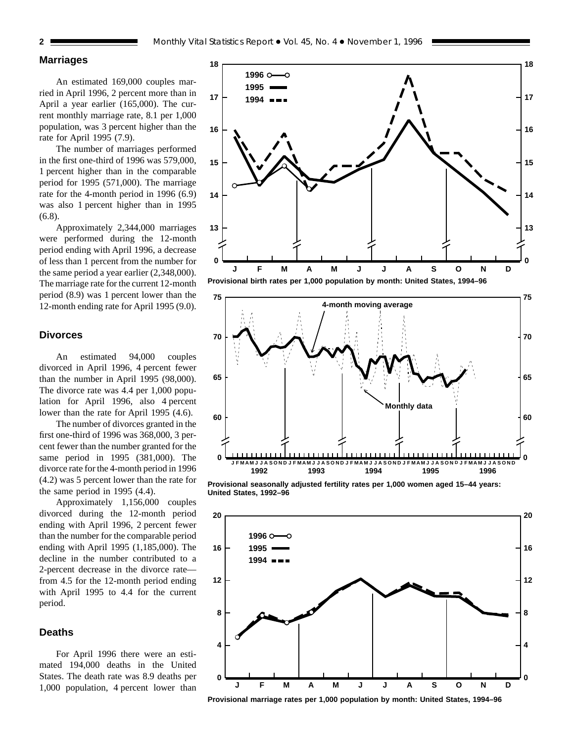## Marriages

An estimated 169,000 couples married in April 1996, 2 percent more than in April a year earlier (165,000). The current monthly marriage rate, 8.1 per 1,000 population, was 3 percent higher than the rate for April 1995 (7.9).

The number of marriages performed in the first one-third of 1996 was 579,000, 1 percent higher than in the comparable period for 1995 (571,000). The marriage rate for the 4-month period in 1996 (6.9) was also 1 percent higher than in 1995 (6.8).

Approximately 2,344,000 marriages were performed during the 12-month period ending with April 1996, a decrease of less than 1 percent from the number for the same period a year earlier (2,348,000). The marriage rate for the current 12-month period (8.9) was 1 percent lower than the 12-month ending rate for April 1995 (9.0).

## Divorces

An estimated 94,000 couples divorced in April 1996, 4 percent fewer than the number in April 1995 (98,000). The divorce rate was 4.4 per 1,000 population for April 1996, also 4 percent lower than the rate for April 1995 (4.6).

The number of divorces granted in the first one-third of 1996 was 368,000, 3 percent fewer than the number granted for the same period in 1995 (381,000). The divorce rate for the 4-month period in 1996 (4.2) was 5 percent lower than the rate for the same period in 1995 (4.4).

Approximately 1,156,000 couples divorced during the 12-month period ending with April 1996, 2 percent fewer than the number for the comparable period ending with April 1995 (1,185,000). The decline in the number contributed to a 2-percent decrease in the divorce rate—from 4.5 for the 12-month period ending with April 1995 to 4.4 for the current period.

## Deaths

For April 1996 there were an estimated 194,000 deaths in the United States. The death rate was 8.9 deaths per 1,000 population, 4 percent lower than

**Provisional birth rates per 1,000 population by month: United States, 1994–96**

**Provisional seasonally adjusted fertility rates per 1,000 women aged 15–44 years: United States, 1992–96**

**Provisional marriage rates per 1,000 population by month: United States, 1994–96**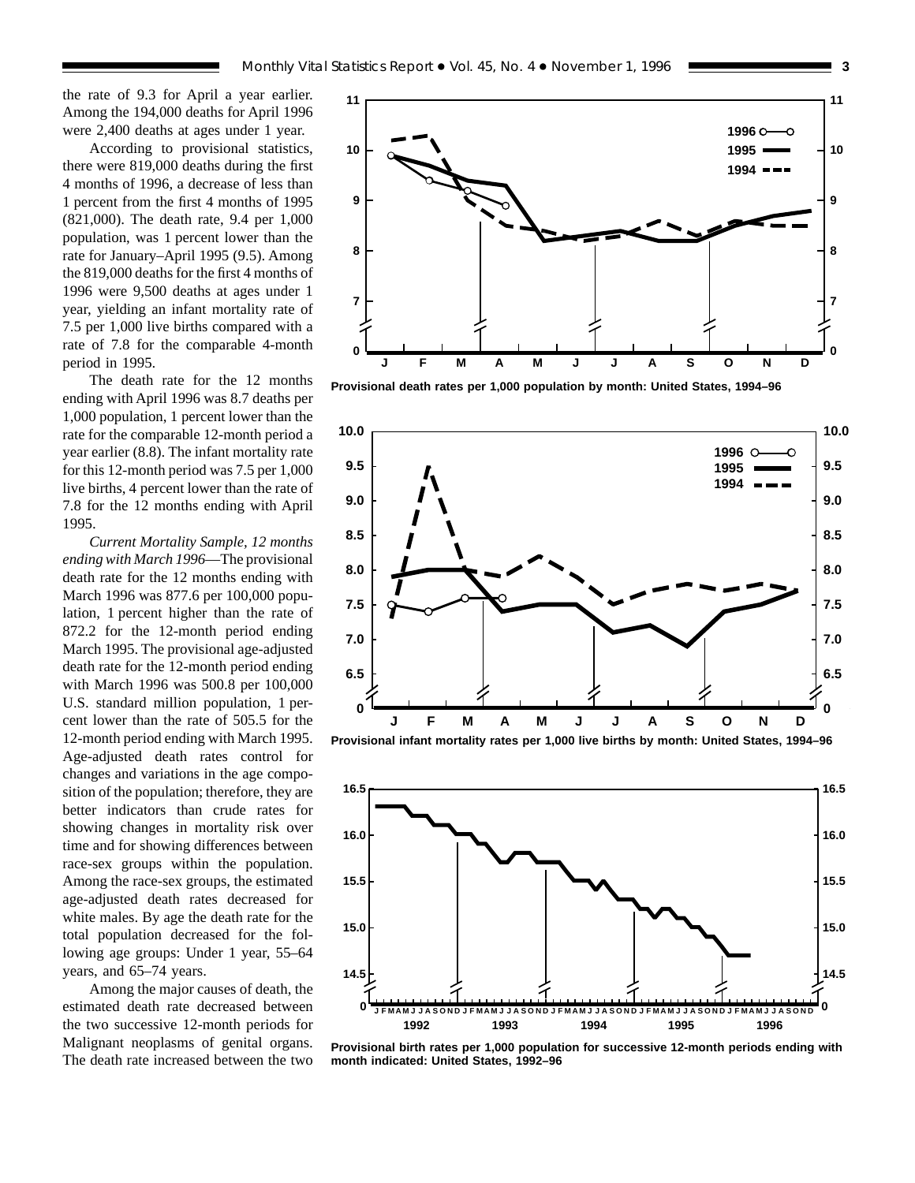the rate of 9.3 for April a year earlier. Among the 194,000 deaths for April 1996 were 2,400 deaths at ages under 1 year.

According to provisional statistics, there were 819,000 deaths during the first 4 months of 1996, a decrease of less than 1 percent from the first 4 months of 1995 (821,000). The death rate, 9.4 per 1,000 population, was 1 percent lower than the rate for January–April 1995 (9.5). Among the 819,000 deaths for the first 4 months of 1996 were 9,500 deaths at ages under 1 year, yielding an infant mortality rate of 7.5 per 1,000 live births compared with a rate of 7.8 for the comparable 4-month period in 1995.

The death rate for the 12 months ending with April 1996 was 8.7 deaths per 1,000 population, 1 percent lower than the rate for the comparable 12-month period a year earlier (8.8). The infant mortality rate for this 12-month period was 7.5 per 1,000 live births, 4 percent lower than the rate of 7.8 for the 12 months ending with April 1995.

*Current Mortality Sample, 12 months ending with March 1996*—The provisional death rate for the 12 months ending with March 1996 was 877.6 per 100,000 population, 1 percent higher than the rate of 872.2 for the 12-month period ending March 1995. The provisional age-adjusted death rate for the 12-month period ending with March 1996 was 500.8 per 100,000 U.S. standard million population, 1 percent lower than the rate of 505.5 for the 12-month period ending with March 1995. Age-adjusted death rates control for changes and variations in the age composition of the population; therefore, they are better indicators than crude rates for showing changes in mortality risk over time and for showing differences between race-sex groups within the population. Among the race-sex groups, the estimated age-adjusted death rates decreased for white males. By age the death rate for the total population decreased for the following age groups: Under 1 year, 55–64 years, and 65–74 years.

Among the major causes of death, the estimated death rate decreased between the two successive 12-month periods for Malignant neoplasms of genital organs. The death rate increased between the two

**Provisional death rates per 1,000 population by month: United States, 1994–96**

**Provisional infant mortality rates per 1,000 live births by month: United States, 1994–96**

**Provisional birth rates per 1,000 population for successive 12-month periods ending with month indicated: United States, 1992–96**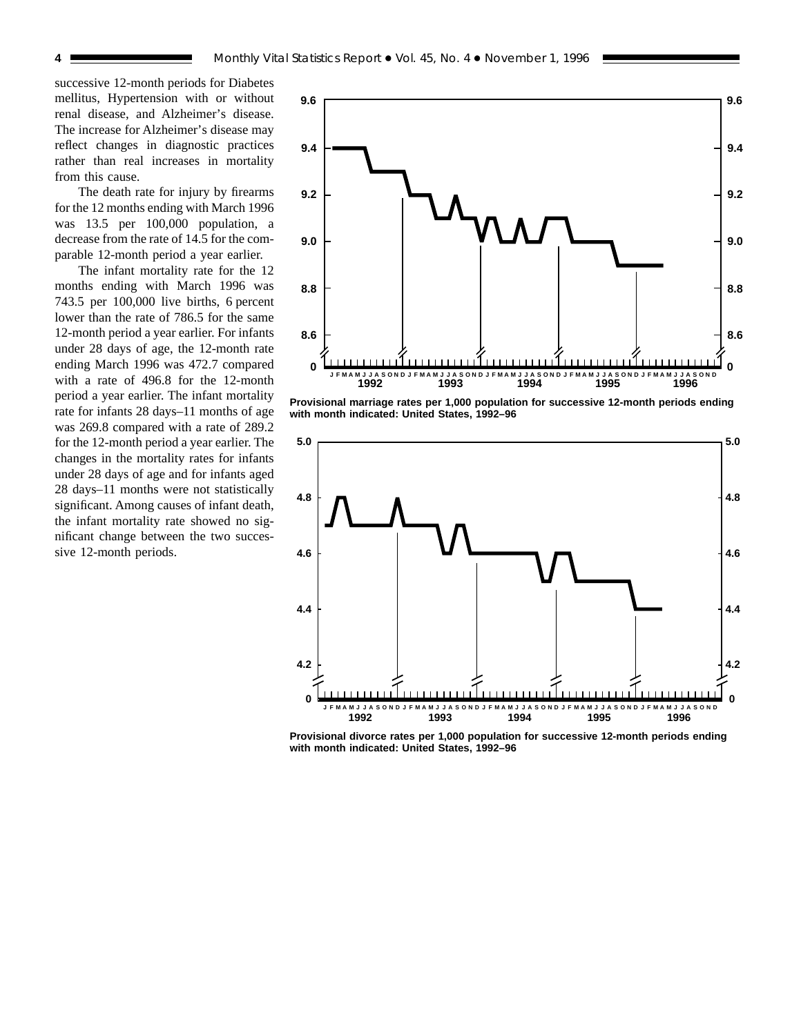successive 12-month periods for Diabetes mellitus, Hypertension with or without renal disease, and Alzheimer's disease. The increase for Alzheimer's disease may reflect changes in diagnostic practices rather than real increases in mortality from this cause.

The death rate for injury by firearms for the 12 months ending with March 1996 was 13.5 per 100,000 population, a decrease from the rate of 14.5 for the comparable 12-month period a year earlier.

The infant mortality rate for the 12 months ending with March 1996 was 743.5 per 100,000 live births, 6 percent lower than the rate of 786.5 for the same 12-month period a year earlier. For infants under 28 days of age, the 12-month rate ending March 1996 was 472.7 compared with a rate of 496.8 for the 12-month period a year earlier. The infant mortality rate for infants 28 days–11 months of age was 269.8 compared with a rate of 289.2 for the 12-month period a year earlier. The changes in the mortality rates for infants under 28 days of age and for infants aged 28 days–11 months were not statistically significant. Among causes of infant death, the infant mortality rate showed no significant change between the two successive 12-month periods.

**Provisional marriage rates per 1,000 population for successive 12-month periods ending with month indicated: United States, 1992–96**

**Provisional divorce rates per 1,000 population for successive 12-month periods ending with month indicated: United States, 1992–96**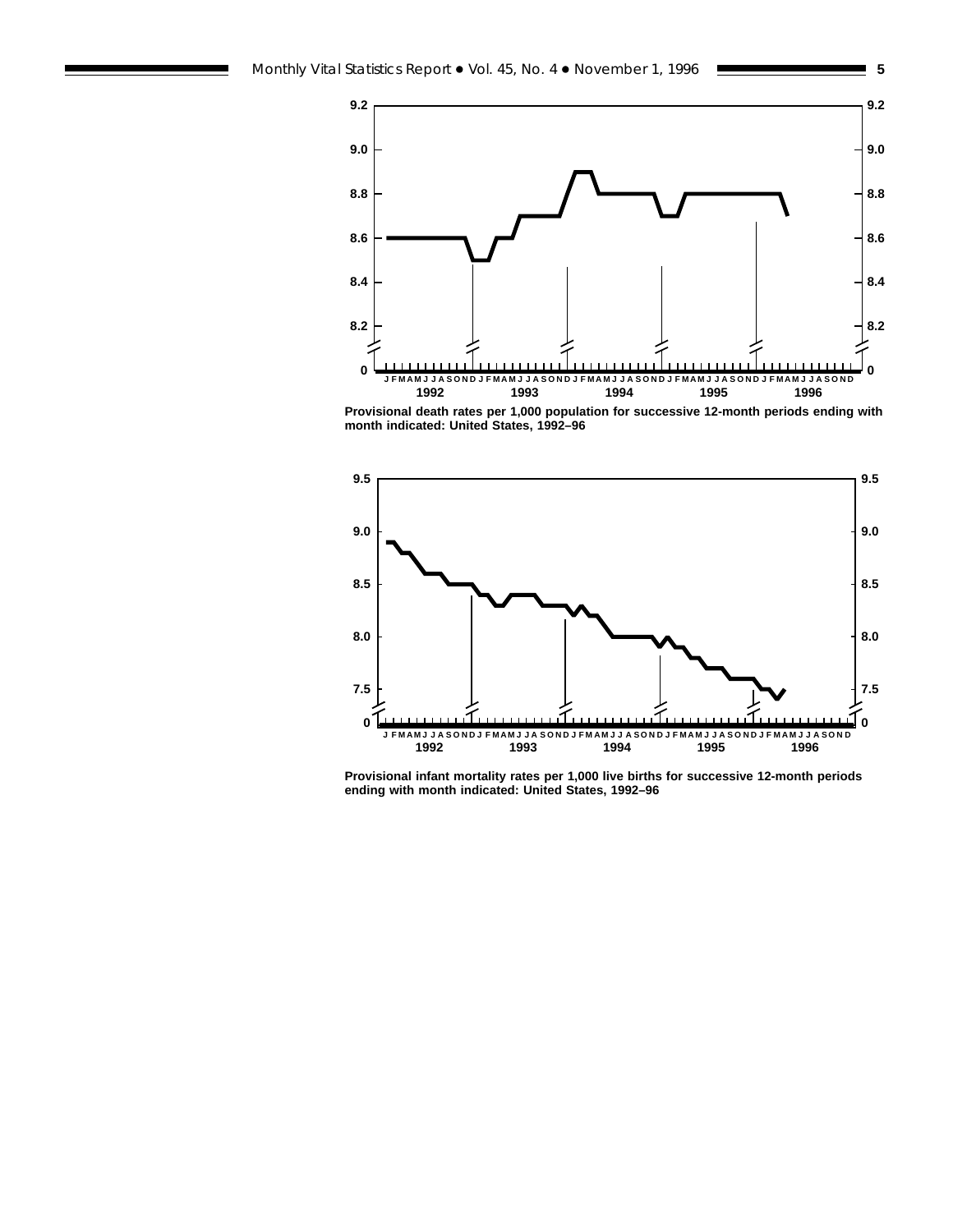Provisional death rates per 1,000 population for successive 12-month periods ending with month indicated: United States, 1992–96

Provisional infant mortality rates per 1,000 live births for successive 12-month periods ending with month indicated: United States, 1992–96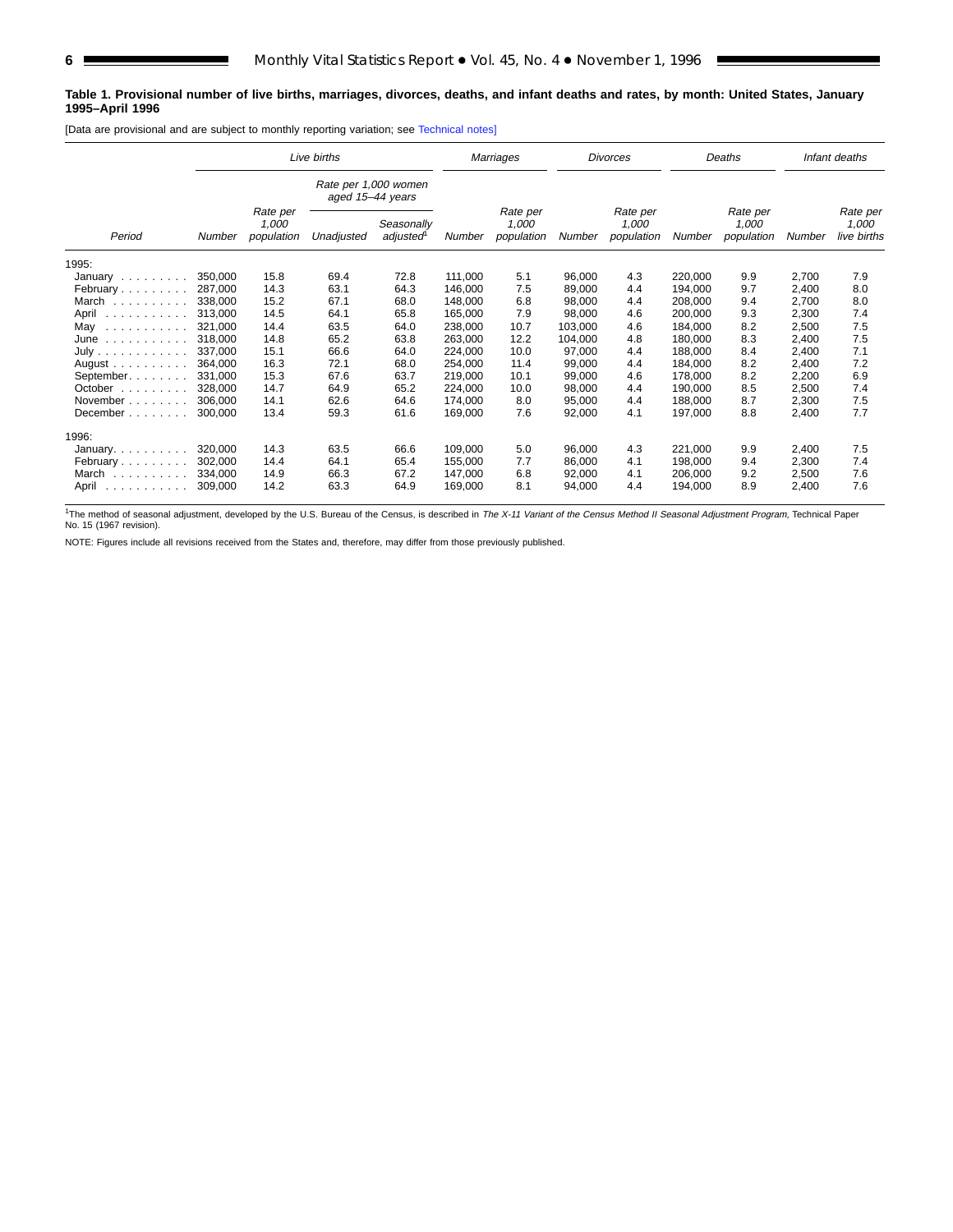**Table 1. Provisional number of live births, marriages, divorces, deaths, and infant deaths and rates, by month: United States, January 1995–April 1996**

[Data are provisional and are subject to monthly reporting variation; see Technical notes]

| Period | Live births | | | | Marriages | | Divorces | | Deaths | | Infant deaths | |
|---|---|---|---|---|---|---|---|---|---|---|---|---|
| | | | Rate per 1,000 women aged 15–44 years | | | | | | | | | |
| | Number | Rate per 1,000 population | Unadjusted | Seasonally adjusted[1] | Number | Rate per 1,000 population | Number | Rate per 1,000 population | Number | Rate per 1,000 population | Number | Rate per 1,000 live births |
| 1995: | | | | | | | | | | | | |
| January | 350,000 | 15.8 | 69.4 | 72.8 | 111,000 | 5.1 | 96,000 | 4.3 | 220,000 | 9.9 | 2,700 | 7.9 |
| February | 287,000 | 14.3 | 63.1 | 64.3 | 146,000 | 7.5 | 89,000 | 4.4 | 194,000 | 9.7 | 2,400 | 8.0 |
| March | 338,000 | 15.2 | 67.1 | 68.0 | 148,000 | 6.8 | 98,000 | 4.4 | 208,000 | 9.4 | 2,700 | 8.0 |
| April | 313,000 | 14.5 | 64.1 | 65.8 | 165,000 | 7.9 | 98,000 | 4.6 | 200,000 | 9.3 | 2,300 | 7.4 |
| May | 321,000 | 14.4 | 63.5 | 64.0 | 238,000 | 10.7 | 103,000 | 4.6 | 184,000 | 8.2 | 2,500 | 7.5 |
| June | 318,000 | 14.8 | 65.2 | 63.8 | 263,000 | 12.2 | 104,000 | 4.8 | 180,000 | 8.3 | 2,400 | 7.5 |
| July | 337,000 | 15.1 | 66.6 | 64.0 | 224,000 | 10.0 | 97,000 | 4.4 | 188,000 | 8.4 | 2,400 | 7.1 |
| August | 364,000 | 16.3 | 72.1 | 68.0 | 254,000 | 11.4 | 99,000 | 4.4 | 184,000 | 8.2 | 2,400 | 7.2 |
| September | 331,000 | 15.3 | 67.6 | 63.7 | 219,000 | 10.1 | 99,000 | 4.6 | 178,000 | 8.2 | 2,200 | 6.9 |
| October | 328,000 | 14.7 | 64.9 | 65.2 | 224,000 | 10.0 | 98,000 | 4.4 | 190,000 | 8.5 | 2,500 | 7.4 |
| November | 306,000 | 14.1 | 62.6 | 64.6 | 174,000 | 8.0 | 95,000 | 4.4 | 188,000 | 8.7 | 2,300 | 7.5 |
| December | 300,000 | 13.4 | 59.3 | 61.6 | 169,000 | 7.6 | 92,000 | 4.1 | 197,000 | 8.8 | 2,400 | 7.7 |
| 1996: | | | | | | | | | | | | |
| January | 320,000 | 14.3 | 63.5 | 66.6 | 109,000 | 5.0 | 96,000 | 4.3 | 221,000 | 9.9 | 2,400 | 7.5 |
| February | 302,000 | 14.4 | 64.1 | 65.4 | 155,000 | 7.7 | 86,000 | 4.1 | 198,000 | 9.4 | 2,300 | 7.4 |
| March | 334,000 | 14.9 | 66.3 | 67.2 | 147,000 | 6.8 | 92,000 | 4.1 | 206,000 | 9.2 | 2,500 | 7.6 |
| April | 309,000 | 14.2 | 63.3 | 64.9 | 169,000 | 8.1 | 94,000 | 4.4 | 194,000 | 8.9 | 2,400 | 7.6 |

[1]The method of seasonal adjustment, developed by the U.S. Bureau of the Census, is described in *The X-11 Variant of the Census Method II Seasonal Adjustment Program*, Technical Paper No. 15 (1967 revision).

NOTE: Figures include all revisions received from the States and, therefore, may differ from those previously published.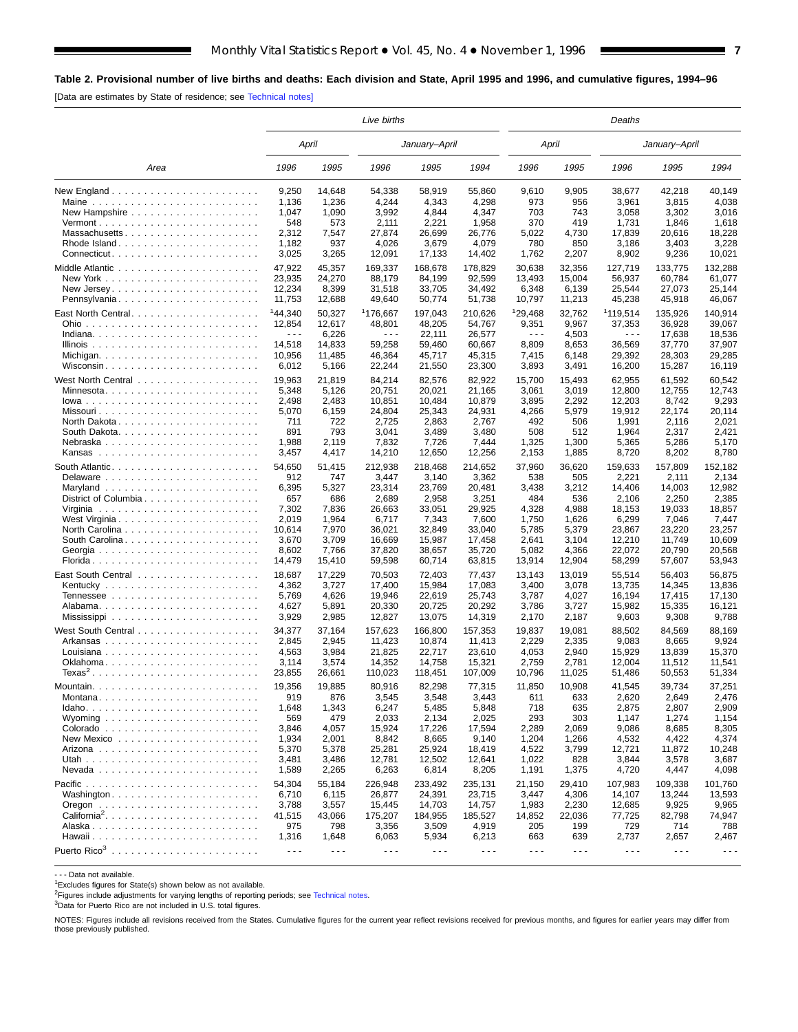**Table 2. Provisional number of live births and deaths: Each division and State, April 1995 and 1996, and cumulative figures, 1994–96**

[Data are estimates by State of residence; see Technical notes]

| Area | Live births | | | | | Deaths | | | | |
|---|---|---|---|---|---|---|---|---|---|---|
| | April | | January–April | | | April | | January–April | | |
| | 1996 | 1995 | 1996 | 1995 | 1994 | 1996 | 1995 | 1996 | 1995 | 1994 |
| New England | 9,250 | 14,648 | 54,338 | 58,919 | 55,860 | 9,610 | 9,905 | 38,677 | 42,218 | 40,149 |
| Maine | 1,136 | 1,236 | 4,244 | 4,343 | 4,298 | 973 | 956 | 3,961 | 3,815 | 4,038 |
| New Hampshire | 1,047 | 1,090 | 3,992 | 4,844 | 4,347 | 703 | 743 | 3,058 | 3,302 | 3,016 |
| Vermont | 548 | 573 | 2,111 | 2,221 | 1,958 | 370 | 419 | 1,731 | 1,846 | 1,618 |
| Massachusetts | 2,312 | 7,547 | 27,874 | 26,699 | 26,776 | 5,022 | 4,730 | 17,839 | 20,616 | 18,228 |
| Rhode Island | 1,182 | 937 | 4,026 | 3,679 | 4,079 | 780 | 850 | 3,186 | 3,403 | 3,228 |
| Connecticut | 3,025 | 3,265 | 12,091 | 17,133 | 14,402 | 1,762 | 2,207 | 8,902 | 9,236 | 10,021 |
| Middle Atlantic | 47,922 | 45,357 | 169,337 | 168,678 | 178,829 | 30,638 | 32,356 | 127,719 | 133,775 | 132,288 |
| New York | 23,935 | 24,270 | 88,179 | 84,199 | 92,599 | 13,493 | 15,004 | 56,937 | 60,784 | 61,077 |
| New Jersey | 12,234 | 8,399 | 31,518 | 33,705 | 34,492 | 6,348 | 6,139 | 25,544 | 27,073 | 25,144 |
| Pennsylvania | 11,753 | 12,688 | 49,640 | 50,774 | 51,738 | 10,797 | 11,213 | 45,238 | 45,918 | 46,067 |
| East North Central | [1]44,340 | 50,327 | [1]176,667 | 197,043 | 210,626 | [1]29,468 | 32,762 | [1]119,514 | 135,926 | 140,914 |
| Ohio | 12,854 | 12,617 | 48,801 | 48,205 | 54,767 | 9,351 | 9,967 | 37,353 | 36,928 | 39,067 |
| Indiana | - - - | 6,226 | - - - | 22,111 | 26,577 | - - - | 4,503 | - - - | 17,638 | 18,536 |
| Illinois | 14,518 | 14,833 | 59,258 | 59,460 | 60,667 | 8,809 | 8,653 | 36,569 | 37,770 | 37,907 |
| Michigan | 10,956 | 11,485 | 46,364 | 45,717 | 45,315 | 7,415 | 6,148 | 29,392 | 28,303 | 29,285 |
| Wisconsin | 6,012 | 5,166 | 22,244 | 21,550 | 23,300 | 3,893 | 3,491 | 16,200 | 15,287 | 16,119 |
| West North Central | 19,963 | 21,819 | 84,214 | 82,576 | 82,922 | 15,700 | 15,493 | 62,955 | 61,592 | 60,542 |
| Minnesota | 5,348 | 5,126 | 20,751 | 20,021 | 21,165 | 3,061 | 3,019 | 12,800 | 12,755 | 12,743 |
| Iowa | 2,498 | 2,483 | 10,851 | 10,484 | 10,879 | 3,895 | 2,292 | 12,203 | 8,742 | 9,293 |
| Missouri | 5,070 | 6,159 | 24,804 | 25,343 | 24,931 | 4,266 | 5,979 | 19,912 | 22,174 | 20,114 |
| North Dakota | 711 | 722 | 2,725 | 2,863 | 2,767 | 492 | 506 | 1,991 | 2,116 | 2,021 |
| South Dakota | 891 | 793 | 3,041 | 3,489 | 3,480 | 508 | 512 | 1,964 | 2,317 | 2,421 |
| Nebraska | 1,988 | 2,119 | 7,832 | 7,726 | 7,444 | 1,325 | 1,300 | 5,365 | 5,286 | 5,170 |
| Kansas | 3,457 | 4,417 | 14,210 | 12,650 | 12,256 | 2,153 | 1,885 | 8,720 | 8,202 | 8,780 |
| South Atlantic | 54,650 | 51,415 | 212,938 | 218,468 | 214,652 | 37,960 | 36,620 | 159,633 | 157,809 | 152,182 |
| Delaware | 912 | 747 | 3,447 | 3,140 | 3,362 | 538 | 505 | 2,221 | 2,111 | 2,134 |
| Maryland | 6,395 | 5,327 | 23,314 | 23,769 | 20,481 | 3,438 | 3,212 | 14,406 | 14,003 | 12,982 |
| District of Columbia | 657 | 686 | 2,689 | 2,958 | 3,251 | 484 | 536 | 2,106 | 2,250 | 2,385 |
| Virginia | 7,302 | 7,836 | 26,663 | 33,051 | 29,925 | 4,328 | 4,988 | 18,153 | 19,033 | 18,857 |
| West Virginia | 2,019 | 1,964 | 6,717 | 7,343 | 7,600 | 1,750 | 1,626 | 6,299 | 7,046 | 7,447 |
| North Carolina | 10,614 | 7,970 | 36,021 | 32,849 | 33,040 | 5,785 | 5,379 | 23,867 | 23,220 | 23,257 |
| South Carolina | 3,670 | 3,709 | 16,669 | 15,987 | 17,458 | 2,641 | 3,104 | 12,210 | 11,749 | 10,609 |
| Georgia | 8,602 | 7,766 | 37,820 | 38,657 | 35,720 | 5,082 | 4,366 | 22,072 | 20,790 | 20,568 |
| Florida | 14,479 | 15,410 | 59,598 | 60,714 | 63,815 | 13,914 | 12,904 | 58,299 | 57,607 | 53,943 |
| East South Central | 18,687 | 17,229 | 70,503 | 72,403 | 77,437 | 13,143 | 13,019 | 55,514 | 56,403 | 56,875 |
| Kentucky | 4,362 | 3,727 | 17,400 | 15,984 | 17,083 | 3,400 | 3,078 | 13,735 | 14,345 | 13,836 |
| Tennessee | 5,769 | 4,626 | 19,946 | 22,619 | 25,743 | 3,787 | 4,027 | 16,194 | 17,415 | 17,130 |
| Alabama | 4,627 | 5,891 | 20,330 | 20,725 | 20,292 | 3,786 | 3,727 | 15,982 | 15,335 | 16,121 |
| Mississippi | 3,929 | 2,985 | 12,827 | 13,075 | 14,319 | 2,170 | 2,187 | 9,603 | 9,308 | 9,788 |
| West South Central | 34,377 | 37,164 | 157,623 | 166,800 | 157,353 | 19,837 | 19,081 | 88,502 | 84,569 | 88,169 |
| Arkansas | 2,845 | 2,945 | 11,423 | 10,874 | 11,413 | 2,229 | 2,335 | 9,083 | 8,665 | 9,924 |
| Louisiana | 4,563 | 3,984 | 21,825 | 22,717 | 23,610 | 4,053 | 2,940 | 15,929 | 13,839 | 15,370 |
| Oklahoma | 3,114 | 3,574 | 14,352 | 14,758 | 15,321 | 2,759 | 2,781 | 12,004 | 11,512 | 11,541 |
| Texas[2] | 23,855 | 26,661 | 110,023 | 118,451 | 107,009 | 10,796 | 11,025 | 51,486 | 50,553 | 51,334 |
| Mountain | 19,356 | 19,885 | 80,916 | 82,298 | 77,315 | 11,850 | 10,908 | 41,545 | 39,734 | 37,251 |
| Montana | 919 | 876 | 3,545 | 3,548 | 3,443 | 611 | 633 | 2,620 | 2,649 | 2,476 |
| Idaho | 1,648 | 1,343 | 6,247 | 5,485 | 5,848 | 718 | 635 | 2,875 | 2,807 | 2,909 |
| Wyoming | 569 | 479 | 2,033 | 2,134 | 2,025 | 293 | 303 | 1,147 | 1,274 | 1,154 |
| Colorado | 3,846 | 4,057 | 15,924 | 17,226 | 17,594 | 2,289 | 2,069 | 9,086 | 8,685 | 8,305 |
| New Mexico | 1,934 | 2,001 | 8,842 | 8,665 | 9,140 | 1,204 | 1,266 | 4,532 | 4,422 | 4,374 |
| Arizona | 5,370 | 5,378 | 25,281 | 25,924 | 18,419 | 4,522 | 3,799 | 12,721 | 11,872 | 10,248 |
| Utah | 3,481 | 3,486 | 12,781 | 12,502 | 12,641 | 1,022 | 828 | 3,844 | 3,578 | 3,687 |
| Nevada | 1,589 | 2,265 | 6,263 | 6,814 | 8,205 | 1,191 | 1,375 | 4,720 | 4,447 | 4,098 |
| Pacific | 54,304 | 55,184 | 226,948 | 233,492 | 235,131 | 21,150 | 29,410 | 107,983 | 109,338 | 101,760 |
| Washington | 6,710 | 6,115 | 26,877 | 24,391 | 23,715 | 3,447 | 4,306 | 14,107 | 13,244 | 13,593 |
| Oregon | 3,788 | 3,557 | 15,445 | 14,703 | 14,757 | 1,983 | 2,230 | 12,685 | 9,925 | 9,965 |
| California[2] | 41,515 | 43,066 | 175,207 | 184,955 | 185,527 | 14,852 | 22,036 | 77,725 | 82,798 | 74,947 |
| Alaska | 975 | 798 | 3,356 | 3,509 | 4,919 | 205 | 199 | 729 | 714 | 788 |
| Hawaii | 1,316 | 1,648 | 6,063 | 5,934 | 6,213 | 663 | 639 | 2,737 | 2,657 | 2,467 |
| Puerto Rico[3] | - - - | - - - | - - - | - - - | - - - | - - - | - - - | - - - | - - - | - - - |

- - - Data not available.

[1]Excludes figures for State(s) shown below as not available.

[2]Figures include adjustments for varying lengths of reporting periods; see Technical notes.

[3]Data for Puerto Rico are not included in U.S. total figures.

NOTES: Figures include all revisions received from the States. Cumulative figures for the current year reflect revisions received for previous months, and figures for earlier years may differ from those previously published.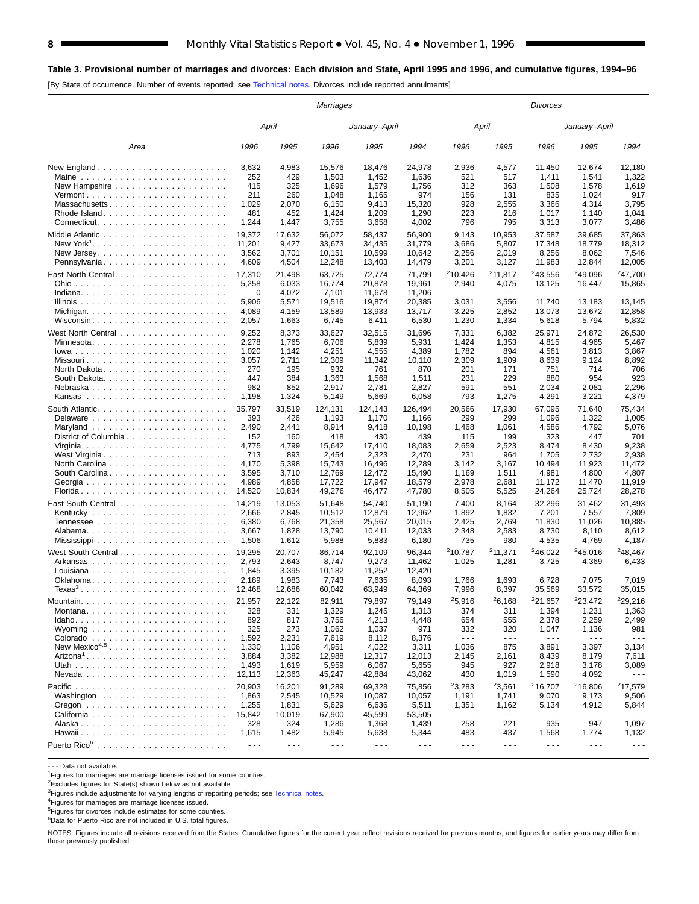**Table 3. Provisional number of marriages and divorces: Each division and State, April 1995 and 1996, and cumulative figures, 1994–96**

[By State of occurrence. Number of events reported; see Technical notes. Divorces include reported annulments]

| Area | Marriages | | | | | Divorces | | | | |
|---|---|---|---|---|---|---|---|---|---|---|
| | April | | January–April | | | April | | January–April | | |
| | 1996 | 1995 | 1996 | 1995 | 1994 | 1996 | 1995 | 1996 | 1995 | 1994 |
| New England | 3,632 | 4,983 | 15,576 | 18,476 | 24,978 | 2,936 | 4,577 | 11,450 | 12,674 | 12,180 |
| Maine | 252 | 429 | 1,503 | 1,452 | 1,636 | 521 | 517 | 1,411 | 1,541 | 1,322 |
| New Hampshire | 415 | 325 | 1,696 | 1,579 | 1,756 | 312 | 363 | 1,508 | 1,578 | 1,619 |
| Vermont | 211 | 260 | 1,048 | 1,165 | 974 | 156 | 131 | 835 | 1,024 | 917 |
| Massachusetts | 1,029 | 2,070 | 6,150 | 9,413 | 15,320 | 928 | 2,555 | 3,366 | 4,314 | 3,795 |
| Rhode Island | 481 | 452 | 1,424 | 1,209 | 1,290 | 223 | 216 | 1,017 | 1,140 | 1,041 |
| Connecticut | 1,244 | 1,447 | 3,755 | 3,658 | 4,002 | 796 | 795 | 3,313 | 3,077 | 3,486 |
| Middle Atlantic | 19,372 | 17,632 | 56,072 | 58,437 | 56,900 | 9,143 | 10,953 | 37,587 | 39,685 | 37,863 |
| New York[1] | 11,201 | 9,427 | 33,673 | 34,435 | 31,779 | 3,686 | 5,807 | 17,348 | 18,779 | 18,312 |
| New Jersey | 3,562 | 3,701 | 10,151 | 10,599 | 10,642 | 2,256 | 2,019 | 8,256 | 8,062 | 7,546 |
| Pennsylvania | 4,609 | 4,504 | 12,248 | 13,403 | 14,479 | 3,201 | 3,127 | 11,983 | 12,844 | 12,005 |
| East North Central | 17,310 | 21,498 | 63,725 | 72,774 | 71,799 | [2]10,426 | [2]11,817 | [2]43,556 | [2]49,096 | [2]47,700 |
| Ohio | 5,258 | 6,033 | 16,774 | 20,878 | 19,961 | 2,940 | 4,075 | 13,125 | 16,447 | 15,865 |
| Indiana | 0 | 4,072 | 7,101 | 11,678 | 11,206 | - - - | - - - | - - - | - - - | - - - |
| Illinois | 5,906 | 5,571 | 19,516 | 19,874 | 20,385 | 3,031 | 3,556 | 11,740 | 13,183 | 13,145 |
| Michigan | 4,089 | 4,159 | 13,589 | 13,933 | 13,717 | 3,225 | 2,852 | 13,073 | 13,672 | 12,858 |
| Wisconsin | 2,057 | 1,663 | 6,745 | 6,411 | 6,530 | 1,230 | 1,334 | 5,618 | 5,794 | 5,832 |
| West North Central | 9,252 | 8,373 | 33,627 | 32,515 | 31,696 | 7,331 | 6,382 | 25,971 | 24,872 | 26,530 |
| Minnesota | 2,278 | 1,765 | 6,706 | 5,839 | 5,931 | 1,424 | 1,353 | 4,815 | 4,965 | 5,467 |
| Iowa | 1,020 | 1,142 | 4,251 | 4,555 | 4,389 | 1,782 | 894 | 4,561 | 3,813 | 3,867 |
| Missouri | 3,057 | 2,711 | 12,309 | 11,342 | 10,110 | 2,309 | 1,909 | 8,639 | 9,124 | 8,892 |
| North Dakota | 270 | 195 | 932 | 761 | 870 | 201 | 171 | 751 | 714 | 706 |
| South Dakota | 447 | 384 | 1,363 | 1,568 | 1,511 | 231 | 229 | 880 | 954 | 923 |
| Nebraska | 982 | 852 | 2,917 | 2,781 | 2,827 | 591 | 551 | 2,034 | 2,081 | 2,296 |
| Kansas | 1,198 | 1,324 | 5,149 | 5,669 | 6,058 | 793 | 1,275 | 4,291 | 3,221 | 4,379 |
| South Atlantic | 35,797 | 33,519 | 124,131 | 124,143 | 126,494 | 20,566 | 17,930 | 67,095 | 71,640 | 75,434 |
| Delaware | 393 | 426 | 1,193 | 1,170 | 1,166 | 299 | 299 | 1,096 | 1,322 | 1,005 |
| Maryland | 2,490 | 2,441 | 8,914 | 9,418 | 10,198 | 1,468 | 1,061 | 4,586 | 4,792 | 5,076 |
| District of Columbia | 152 | 160 | 418 | 430 | 439 | 115 | 199 | 323 | 447 | 701 |
| Virginia | 4,775 | 4,799 | 15,642 | 17,410 | 18,083 | 2,659 | 2,523 | 8,474 | 8,430 | 9,238 |
| West Virginia | 713 | 893 | 2,454 | 2,323 | 2,470 | 231 | 964 | 1,705 | 2,732 | 2,938 |
| North Carolina | 4,170 | 5,398 | 15,743 | 16,496 | 12,289 | 3,142 | 3,167 | 10,494 | 11,923 | 11,472 |
| South Carolina | 3,595 | 3,710 | 12,769 | 12,472 | 15,490 | 1,169 | 1,511 | 4,981 | 4,800 | 4,807 |
| Georgia | 4,989 | 4,858 | 17,722 | 17,947 | 18,579 | 2,978 | 2,681 | 11,172 | 11,470 | 11,919 |
| Florida | 14,520 | 10,834 | 49,276 | 46,477 | 47,780 | 8,505 | 5,525 | 24,264 | 25,724 | 28,278 |
| East South Central | 14,219 | 13,053 | 51,648 | 54,740 | 51,190 | 7,400 | 8,164 | 32,296 | 31,462 | 31,493 |
| Kentucky | 2,666 | 2,845 | 10,512 | 12,879 | 12,962 | 1,892 | 1,832 | 7,201 | 7,557 | 7,809 |
| Tennessee | 6,380 | 6,768 | 21,358 | 25,567 | 20,015 | 2,425 | 2,769 | 11,830 | 11,026 | 10,885 |
| Alabama | 3,667 | 1,828 | 13,790 | 10,411 | 12,033 | 2,348 | 2,583 | 8,730 | 8,110 | 8,612 |
| Mississippi | 1,506 | 1,612 | 5,988 | 5,883 | 6,180 | 735 | 980 | 4,535 | 4,769 | 4,187 |
| West South Central | 19,295 | 20,707 | 86,714 | 92,109 | 96,344 | [2]10,787 | [2]11,371 | [2]46,022 | [2]45,016 | [2]48,467 |
| Arkansas | 2,793 | 2,643 | 8,747 | 9,273 | 11,462 | 1,025 | 1,281 | 3,725 | 4,369 | 6,433 |
| Louisiana | 1,845 | 3,395 | 10,182 | 11,252 | 12,420 | - - - | - - - | - - - | - - - | - - - |
| Oklahoma | 2,189 | 1,983 | 7,743 | 7,635 | 8,093 | 1,766 | 1,693 | 6,728 | 7,075 | 7,019 |
| Texas[3] | 12,468 | 12,686 | 60,042 | 63,949 | 64,369 | 7,996 | 8,397 | 35,569 | 33,572 | 35,015 |
| Mountain | 21,957 | 22,122 | 82,911 | 79,897 | 79,149 | [2]5,916 | [2]6,168 | [2]21,657 | [2]23,472 | [2]29,216 |
| Montana | 328 | 331 | 1,329 | 1,245 | 1,313 | 374 | 311 | 1,394 | 1,231 | 1,363 |
| Idaho | 892 | 817 | 3,756 | 4,213 | 4,448 | 654 | 555 | 2,378 | 2,259 | 2,499 |
| Wyoming | 325 | 273 | 1,062 | 1,037 | 971 | 332 | 320 | 1,047 | 1,136 | 981 |
| Colorado | 1,592 | 2,231 | 7,619 | 8,112 | 8,376 | - - - | - - - | - - - | - - - | - - - |
| New Mexico[4,5] | 1,330 | 1,106 | 4,951 | 4,022 | 3,311 | 1,036 | 875 | 3,891 | 3,397 | 3,134 |
| Arizona[1] | 3,884 | 3,382 | 12,988 | 12,317 | 12,013 | 2,145 | 2,161 | 8,439 | 8,179 | 7,611 |
| Utah | 1,493 | 1,619 | 5,959 | 6,067 | 5,655 | 945 | 927 | 2,918 | 3,178 | 3,089 |
| Nevada | 12,113 | 12,363 | 45,247 | 42,884 | 43,062 | 430 | 1,019 | 1,590 | 4,092 | - - - |
| Pacific | 20,903 | 16,201 | 91,289 | 69,328 | 75,856 | [2]3,283 | [2]3,561 | [2]16,707 | [2]16,806 | [2]17,579 |
| Washington | 1,863 | 2,545 | 10,529 | 10,087 | 10,057 | 1,191 | 1,741 | 9,070 | 9,173 | 9,506 |
| Oregon | 1,255 | 1,831 | 5,629 | 6,636 | 5,511 | 1,351 | 1,162 | 5,134 | 4,912 | 5,844 |
| California | 15,842 | 10,019 | 67,900 | 45,599 | 53,505 | - - - | - - - | - - - | - - - | - - - |
| Alaska | 328 | 324 | 1,286 | 1,368 | 1,439 | 258 | 221 | 935 | 947 | 1,097 |
| Hawaii | 1,615 | 1,482 | 5,945 | 5,638 | 5,344 | 483 | 437 | 1,568 | 1,774 | 1,132 |
| Puerto Rico[6] | - - - | - - - | - - - | - - - | - - - | - - - | - - - | - - - | - - - | - - - |

- - - Data not available.

[1]Figures for marriages are marriage licenses issued for some counties.

[2]Excludes figures for State(s) shown below as not available.

[3]Figures include adjustments for varying lengths of reporting periods; see Technical notes.

[4]Figures for marriages are marriage licenses issued.

[5]Figures for divorces include estimates for some counties.

[6]Data for Puerto Rico are not included in U.S. total figures.

NOTES: Figures include all revisions received from the States. Cumulative figures for the current year reflect revisions received for previous months, and figures for earlier years may differ from those previously published.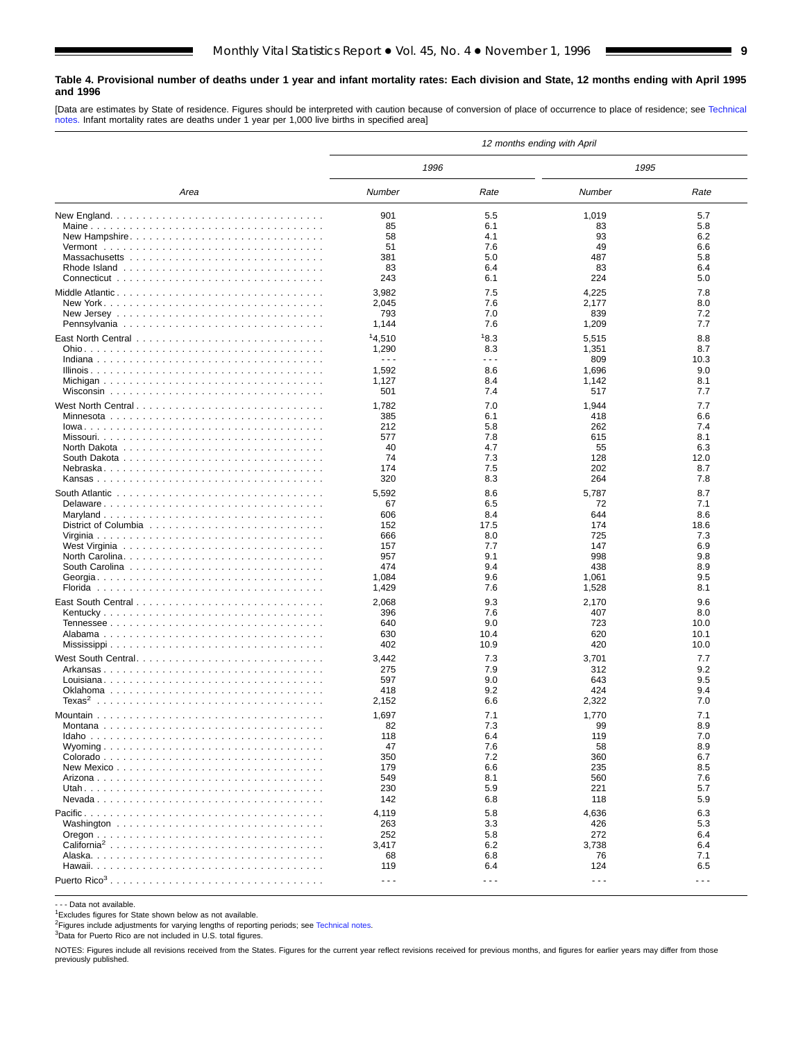**Table 4. Provisional number of deaths under 1 year and infant mortality rates: Each division and State, 12 months ending with April 1995 and 1996**

[Data are estimates by State of residence. Figures should be interpreted with caution because of conversion of place of occurrence to place of residence; see Technical notes. Infant mortality rates are deaths under 1 year per 1,000 live births in specified area]

| Area | 12 months ending with April | | | |
|---|---|---|---|---|
| | 1996 | | 1995 | |
| | Number | Rate | Number | Rate |
| New England | 901 | 5.5 | 1,019 | 5.7 |
| Maine | 85 | 6.1 | 83 | 5.8 |
| New Hampshire | 58 | 4.1 | 93 | 6.2 |
| Vermont | 51 | 7.6 | 49 | 6.6 |
| Massachusetts | 381 | 5.0 | 487 | 5.8 |
| Rhode Island | 83 | 6.4 | 83 | 6.4 |
| Connecticut | 243 | 6.1 | 224 | 5.0 |
| Middle Atlantic | 3,982 | 7.5 | 4,225 | 7.8 |
| New York | 2,045 | 7.6 | 2,177 | 8.0 |
| New Jersey | 793 | 7.0 | 839 | 7.2 |
| Pennsylvania | 1,144 | 7.6 | 1,209 | 7.7 |
| East North Central | [1]4,510 | [1]8.3 | 5,515 | 8.8 |
| Ohio | 1,290 | 8.3 | 1,351 | 8.7 |
| Indiana | - - - | - - - | 809 | 10.3 |
| Illinois | 1,592 | 8.6 | 1,696 | 9.0 |
| Michigan | 1,127 | 8.4 | 1,142 | 8.1 |
| Wisconsin | 501 | 7.4 | 517 | 7.7 |
| West North Central | 1,782 | 7.0 | 1,944 | 7.7 |
| Minnesota | 385 | 6.1 | 418 | 6.6 |
| Iowa | 212 | 5.8 | 262 | 7.4 |
| Missouri | 577 | 7.8 | 615 | 8.1 |
| North Dakota | 40 | 4.7 | 55 | 6.3 |
| South Dakota | 74 | 7.3 | 128 | 12.0 |
| Nebraska | 174 | 7.5 | 202 | 8.7 |
| Kansas | 320 | 8.3 | 264 | 7.8 |
| South Atlantic | 5,592 | 8.6 | 5,787 | 8.7 |
| Delaware | 67 | 6.5 | 72 | 7.1 |
| Maryland | 606 | 8.4 | 644 | 8.6 |
| District of Columbia | 152 | 17.5 | 174 | 18.6 |
| Virginia | 666 | 8.0 | 725 | 7.3 |
| West Virginia | 157 | 7.7 | 147 | 6.9 |
| North Carolina | 957 | 9.1 | 998 | 9.8 |
| South Carolina | 474 | 9.4 | 438 | 8.9 |
| Georgia | 1,084 | 9.6 | 1,061 | 9.5 |
| Florida | 1,429 | 7.6 | 1,528 | 8.1 |
| East South Central | 2,068 | 9.3 | 2,170 | 9.6 |
| Kentucky | 396 | 7.6 | 407 | 8.0 |
| Tennessee | 640 | 9.0 | 723 | 10.0 |
| Alabama | 630 | 10.4 | 620 | 10.1 |
| Mississippi | 402 | 10.9 | 420 | 10.0 |
| West South Central | 3,442 | 7.3 | 3,701 | 7.7 |
| Arkansas | 275 | 7.9 | 312 | 9.2 |
| Louisiana | 597 | 9.0 | 643 | 9.5 |
| Oklahoma | 418 | 9.2 | 424 | 9.4 |
| Texas[2] | 2,152 | 6.6 | 2,322 | 7.0 |
| Mountain | 1,697 | 7.1 | 1,770 | 7.1 |
| Montana | 82 | 7.3 | 99 | 8.9 |
| Idaho | 118 | 6.4 | 119 | 7.0 |
| Wyoming | 47 | 7.6 | 58 | 8.9 |
| Colorado | 350 | 7.2 | 360 | 6.7 |
| New Mexico | 179 | 6.6 | 235 | 8.5 |
| Arizona | 549 | 8.1 | 560 | 7.6 |
| Utah | 230 | 5.9 | 221 | 5.7 |
| Nevada | 142 | 6.8 | 118 | 5.9 |
| Pacific | 4,119 | 5.8 | 4,636 | 6.3 |
| Washington | 263 | 3.3 | 426 | 5.3 |
| Oregon | 252 | 5.8 | 272 | 6.4 |
| California[2] | 3,417 | 6.2 | 3,738 | 6.4 |
| Alaska | 68 | 6.8 | 76 | 7.1 |
| Hawaii | 119 | 6.4 | 124 | 6.5 |
| Puerto Rico[3] | - - - | - - - | - - - | - - - |

- - - Data not available.
[1]Excludes figures for State shown below as not available.
[2]Figures include adjustments for varying lengths of reporting periods; see Technical notes.
[3]Data for Puerto Rico are not included in U.S. total figures.

NOTES: Figures include all revisions received from the States. Figures for the current year reflect revisions received for previous months, and figures for earlier years may differ from those previously published.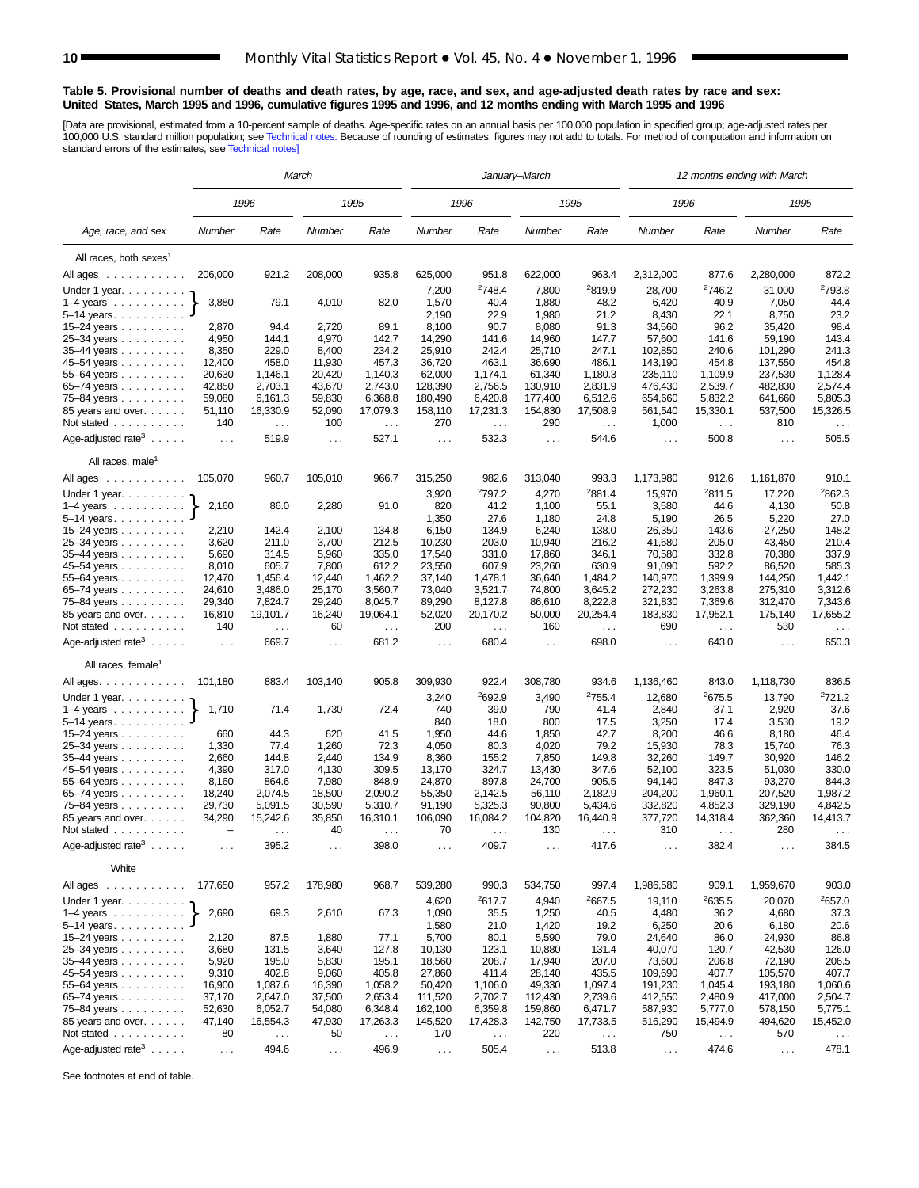**Table 5. Provisional number of deaths and death rates, by age, race, and sex, and age-adjusted death rates by race and sex: United States, March 1995 and 1996, cumulative figures 1995 and 1996, and 12 months ending with March 1995 and 1996**

[Data are provisional, estimated from a 10-percent sample of deaths. Age-specific rates on an annual basis per 100,000 population in specified group; age-adjusted rates per 100,000 U.S. standard million population; see Technical notes. Because of rounding of estimates, figures may not add to totals. For method of computation and information on standard errors of the estimates, see Technical notes]

| Age, race, and sex | March | | | | January–March | | | | 12 months ending with March | | | |
|---|---|---|---|---|---|---|---|---|---|---|---|---|
| | 1996 | | 1995 | | 1996 | | 1995 | | 1996 | | 1995 | |
| | Number | Rate | Number | Rate | Number | Rate | Number | Rate | Number | Rate | Number | Rate |
| **All races, both sexes[1]** | | | | | | | | | | | | |
| All ages | 206,000 | 921.2 | 208,000 | 935.8 | 625,000 | 951.8 | 622,000 | 963.4 | 2,312,000 | 877.6 | 2,280,000 | 872.2 |
| Under 1 year | 3,880 | 79.1 | 4,010 | 82.0 | 7,200 | [2]748.4 | 7,800 | [2]819.9 | 28,700 | [2]746.2 | 31,000 | [2]793.8 |
| 1–4 years | | | | | 1,570 | 40.4 | 1,880 | 48.2 | 6,420 | 40.9 | 7,050 | 44.4 |
| 5–14 years | | | | | 2,190 | 22.9 | 1,980 | 21.2 | 8,430 | 22.1 | 8,750 | 23.2 |
| 15–24 years | 2,870 | 94.4 | 2,720 | 89.1 | 8,100 | 90.7 | 8,080 | 91.3 | 34,560 | 96.2 | 35,420 | 98.4 |
| 25–34 years | 4,950 | 144.1 | 4,970 | 142.7 | 14,290 | 141.6 | 14,960 | 147.7 | 57,600 | 141.6 | 59,190 | 143.4 |
| 35–44 years | 8,350 | 229.0 | 8,400 | 234.2 | 25,910 | 242.4 | 25,710 | 247.1 | 102,850 | 240.6 | 101,290 | 241.3 |
| 45–54 years | 12,400 | 458.0 | 11,930 | 457.3 | 36,720 | 463.1 | 36,690 | 486.1 | 143,190 | 454.8 | 137,550 | 454.8 |
| 55–64 years | 20,630 | 1,146.1 | 20,420 | 1,140.3 | 62,000 | 1,174.1 | 61,340 | 1,180.3 | 235,110 | 1,109.9 | 237,530 | 1,128.4 |
| 65–74 years | 42,850 | 2,703.1 | 43,670 | 2,743.0 | 128,390 | 2,756.5 | 130,910 | 2,831.9 | 476,430 | 2,539.7 | 482,830 | 2,574.4 |
| 75–84 years | 59,080 | 6,161.3 | 59,830 | 6,368.8 | 180,490 | 6,420.8 | 177,400 | 6,512.6 | 654,660 | 5,832.2 | 641,660 | 5,805.3 |
| 85 years and over | 51,110 | 16,330.9 | 52,090 | 17,079.3 | 158,110 | 17,231.3 | 154,830 | 17,508.9 | 561,540 | 15,330.1 | 537,500 | 15,326.5 |
| Not stated | 140 | . . . | 100 | . . . | 270 | . . . | 290 | . . . | 1,000 | . . . | 810 | . . . |
| Age-adjusted rate[3] | . . . | 519.9 | . . . | 527.1 | . . . | 532.3 | . . . | 544.6 | . . . | 500.8 | . . . | 505.5 |
| **All races, male[1]** | | | | | | | | | | | | |
| All ages | 105,070 | 960.7 | 105,010 | 966.7 | 315,250 | 982.6 | 313,040 | 993.3 | 1,173,980 | 912.6 | 1,161,870 | 910.1 |
| Under 1 year | 2,160 | 86.0 | 2,280 | 91.0 | 3,920 | [2]797.2 | 4,270 | [2]881.4 | 15,970 | [2]811.5 | 17,220 | [2]862.3 |
| 1–4 years | | | | | 820 | 41.2 | 1,100 | 55.1 | 3,580 | 44.6 | 4,130 | 50.8 |
| 5–14 years | | | | | 1,350 | 27.6 | 1,180 | 24.8 | 5,190 | 26.5 | 5,220 | 27.0 |
| 15–24 years | 2,210 | 142.4 | 2,100 | 134.8 | 6,150 | 134.9 | 6,240 | 138.0 | 26,350 | 143.6 | 27,250 | 148.2 |
| 25–34 years | 3,620 | 211.0 | 3,700 | 212.5 | 10,230 | 203.0 | 10,940 | 216.2 | 41,680 | 205.0 | 43,450 | 210.4 |
| 35–44 years | 5,690 | 314.5 | 5,960 | 335.0 | 17,540 | 331.0 | 17,860 | 346.1 | 70,580 | 332.8 | 70,380 | 337.9 |
| 45–54 years | 8,010 | 605.7 | 7,800 | 612.2 | 23,550 | 607.9 | 23,260 | 630.9 | 91,090 | 592.2 | 86,520 | 585.3 |
| 55–64 years | 12,470 | 1,456.4 | 12,440 | 1,462.2 | 37,140 | 1,478.1 | 36,640 | 1,484.2 | 140,970 | 1,399.9 | 144,250 | 1,442.1 |
| 65–74 years | 24,610 | 3,486.0 | 25,170 | 3,560.7 | 73,040 | 3,521.7 | 74,800 | 3,645.2 | 272,230 | 3,263.8 | 275,310 | 3,312.6 |
| 75–84 years | 29,340 | 7,824.7 | 29,240 | 8,045.7 | 89,290 | 8,127.8 | 86,610 | 8,222.8 | 321,830 | 7,369.6 | 312,470 | 7,343.6 |
| 85 years and over | 16,810 | 19,101.7 | 16,240 | 19,064.1 | 52,020 | 20,170.2 | 50,000 | 20,254.4 | 183,830 | 17,952.1 | 175,140 | 17,655.2 |
| Not stated | 140 | . . . | 60 | . . . | 200 | . . . | 160 | . . . | 690 | . . . | 530 | . . . |
| Age-adjusted rate[3] | . . . | 669.7 | . . . | 681.2 | . . . | 680.4 | . . . | 698.0 | . . . | 643.0 | . . . | 650.3 |
| **All races, female[1]** | | | | | | | | | | | | |
| All ages | 101,180 | 883.4 | 103,140 | 905.8 | 309,930 | 922.4 | 308,780 | 934.6 | 1,136,460 | 843.0 | 1,118,730 | 836.5 |
| Under 1 year | 1,710 | 71.4 | 1,730 | 72.4 | 3,240 | [2]692.9 | 3,490 | [2]755.4 | 12,680 | [2]675.5 | 13,790 | [2]721.2 |
| 1–4 years | | | | | 740 | 39.0 | 790 | 41.4 | 2,840 | 37.1 | 2,920 | 37.6 |
| 5–14 years | | | | | 840 | 18.0 | 800 | 17.5 | 3,250 | 17.4 | 3,530 | 19.2 |
| 15–24 years | 660 | 44.3 | 620 | 41.5 | 1,950 | 44.6 | 1,850 | 42.7 | 8,200 | 46.6 | 8,180 | 46.4 |
| 25–34 years | 1,330 | 77.4 | 1,260 | 72.3 | 4,050 | 80.3 | 4,020 | 79.2 | 15,930 | 78.3 | 15,740 | 76.3 |
| 35–44 years | 2,660 | 144.8 | 2,440 | 134.9 | 8,360 | 155.2 | 7,850 | 149.8 | 32,260 | 149.7 | 30,920 | 146.2 |
| 45–54 years | 4,390 | 317.0 | 4,130 | 309.5 | 13,170 | 324.7 | 13,430 | 347.6 | 52,100 | 323.5 | 51,030 | 330.0 |
| 55–64 years | 8,160 | 864.6 | 7,980 | 848.9 | 24,870 | 897.8 | 24,700 | 905.5 | 94,140 | 847.3 | 93,270 | 844.3 |
| 65–74 years | 18,240 | 2,074.5 | 18,500 | 2,090.2 | 55,350 | 2,142.5 | 56,110 | 2,182.9 | 204,200 | 1,960.1 | 207,520 | 1,987.2 |
| 75–84 years | 29,730 | 5,091.5 | 30,590 | 5,310.7 | 91,190 | 5,325.3 | 90,800 | 5,434.6 | 332,820 | 4,852.3 | 329,190 | 4,842.5 |
| 85 years and over | 34,290 | 15,242.6 | 35,850 | 16,310.1 | 106,090 | 16,084.2 | 104,820 | 16,440.9 | 377,720 | 14,318.4 | 362,360 | 14,413.7 |
| Not stated | – | . . . | 40 | . . . | 70 | . . . | 130 | . . . | 310 | . . . | 280 | . . . |
| Age-adjusted rate[3] | . . . | 395.2 | . . . | 398.0 | . . . | 409.7 | . . . | 417.6 | . . . | 382.4 | . . . | 384.5 |
| **White** | | | | | | | | | | | | |
| All ages | 177,650 | 957.2 | 178,980 | 968.7 | 539,280 | 990.3 | 534,750 | 997.4 | 1,986,580 | 909.1 | 1,959,670 | 903.0 |
| Under 1 year | 2,690 | 69.3 | 2,610 | 67.3 | 4,620 | [2]617.7 | 4,940 | [2]667.5 | 19,110 | [2]635.5 | 20,070 | [2]657.0 |
| 1–4 years | | | | | 1,090 | 35.5 | 1,250 | 40.5 | 4,480 | 36.2 | 4,680 | 37.3 |
| 5–14 years | | | | | 1,580 | 21.0 | 1,420 | 19.2 | 6,250 | 20.6 | 6,180 | 20.6 |
| 15–24 years | 2,120 | 87.5 | 1,880 | 77.1 | 5,700 | 80.1 | 5,590 | 79.0 | 24,640 | 86.0 | 24,930 | 86.8 |
| 25–34 years | 3,680 | 131.5 | 3,640 | 127.8 | 10,130 | 123.1 | 10,880 | 131.4 | 40,070 | 120.7 | 42,530 | 126.0 |
| 35–44 years | 5,920 | 195.0 | 5,830 | 195.1 | 18,560 | 208.7 | 17,940 | 207.0 | 73,600 | 206.8 | 72,190 | 206.5 |
| 45–54 years | 9,310 | 402.8 | 9,060 | 405.8 | 27,860 | 411.4 | 28,140 | 435.5 | 109,690 | 407.7 | 105,570 | 407.7 |
| 55–64 years | 16,900 | 1,087.6 | 16,390 | 1,058.2 | 50,420 | 1,106.0 | 49,330 | 1,097.4 | 191,230 | 1,045.4 | 193,180 | 1,060.6 |
| 65–74 years | 37,170 | 2,647.0 | 37,500 | 2,653.4 | 111,520 | 2,702.7 | 112,430 | 2,739.6 | 412,550 | 2,480.9 | 417,000 | 2,504.7 |
| 75–84 years | 52,630 | 6,052.7 | 54,080 | 6,348.4 | 162,100 | 6,359.8 | 159,860 | 6,471.7 | 587,930 | 5,777.0 | 578,150 | 5,775.1 |
| 85 years and over | 47,140 | 16,554.3 | 47,930 | 17,263.3 | 145,520 | 17,428.3 | 142,750 | 17,733.5 | 516,290 | 15,494.9 | 494,620 | 15,452.0 |
| Not stated | 80 | . . . | 50 | . . . | 170 | . . . | 220 | . . . | 750 | . . . | 570 | . . . |
| Age-adjusted rate[3] | . . . | 494.6 | . . . | 496.9 | . . . | 505.4 | . . . | 513.8 | . . . | 474.6 | . . . | 478.1 |

Note: For March 1996 and March 1995, the figures shown in the "Under 1 year" rows are a single combined value covering Under 1 year, 1–4 years, and 5–14 years (bracketed in the source).

See footnotes at end of table.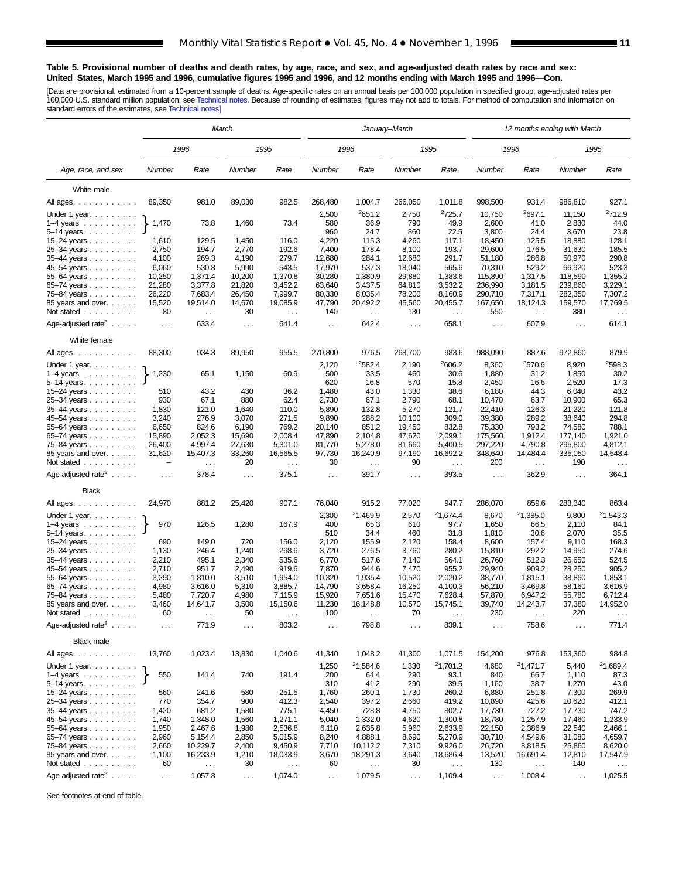### Table 5. Provisional number of deaths and death rates, by age, race, and sex, and age-adjusted death rates by race and sex: United States, March 1995 and 1996, cumulative figures 1995 and 1996, and 12 months ending with March 1995 and 1996—Con.

[Data are provisional, estimated from a 10-percent sample of deaths. Age-specific rates on an annual basis per 100,000 population in specified group; age-adjusted rates per 100,000 U.S. standard million population; see Technical notes. Because of rounding of estimates, figures may not add to totals. For method of computation and information on standard errors of the estimates, see Technical notes]

| Age, race, and sex | March | | | | January–March | | | | 12 months ending with March | | | |
|---|---|---|---|---|---|---|---|---|---|---|---|---|
| | 1996 | | 1995 | | 1996 | | 1995 | | 1996 | | 1995 | |
| | Number | Rate | Number | Rate | Number | Rate | Number | Rate | Number | Rate | Number | Rate |
| **White male** | | | | | | | | | | | | |
| All ages | 89,350 | 981.0 | 89,030 | 982.5 | 268,480 | 1,004.7 | 266,050 | 1,011.8 | 998,500 | 931.4 | 986,810 | 927.1 |
| Under 1 year | 1,470 | 73.8 | 1,460 | 73.4 | 2,500 | [2]651.2 | 2,750 | [2]725.7 | 10,750 | [2]697.1 | 11,150 | [2]712.9 |
| 1–4 years | | | | | 580 | 36.9 | 790 | 49.9 | 2,600 | 41.0 | 2,830 | 44.0 |
| 5–14 years | | | | | 960 | 24.7 | 860 | 22.5 | 3,800 | 24.4 | 3,670 | 23.8 |
| 15–24 years | 1,610 | 129.5 | 1,450 | 116.0 | 4,220 | 115.3 | 4,260 | 117.1 | 18,450 | 125.5 | 18,880 | 128.1 |
| 25–34 years | 2,750 | 194.7 | 2,770 | 192.6 | 7,400 | 178.4 | 8,100 | 193.7 | 29,600 | 176.5 | 31,630 | 185.5 |
| 35–44 years | 4,100 | 269.3 | 4,190 | 279.7 | 12,680 | 284.1 | 12,680 | 291.7 | 51,180 | 286.8 | 50,970 | 290.8 |
| 45–54 years | 6,060 | 530.8 | 5,990 | 543.5 | 17,970 | 537.3 | 18,040 | 565.6 | 70,310 | 529.2 | 66,920 | 523.3 |
| 55–64 years | 10,250 | 1,371.4 | 10,200 | 1,370.8 | 30,280 | 1,380.9 | 29,880 | 1,383.6 | 115,890 | 1,317.5 | 118,590 | 1,355.2 |
| 65–74 years | 21,280 | 3,377.8 | 21,820 | 3,452.2 | 63,640 | 3,437.5 | 64,810 | 3,532.2 | 236,990 | 3,181.5 | 239,860 | 3,229.1 |
| 75–84 years | 26,220 | 7,683.4 | 26,450 | 7,999.7 | 80,330 | 8,035.4 | 78,200 | 8,160.9 | 290,710 | 7,317.1 | 282,350 | 7,307.2 |
| 85 years and over | 15,520 | 19,514.0 | 14,670 | 19,085.9 | 47,790 | 20,492.2 | 45,560 | 20,455.7 | 167,650 | 18,124.3 | 159,570 | 17,769.5 |
| Not stated | 80 | . . . | 30 | . . . | 140 | . . . | 130 | . . . | 550 | . . . | 380 | . . . |
| Age-adjusted rate[3] | . . . | 633.4 | . . . | 641.4 | . . . | 642.4 | . . . | 658.1 | . . . | 607.9 | . . . | 614.1 |
| **White female** | | | | | | | | | | | | |
| All ages | 88,300 | 934.3 | 89,950 | 955.5 | 270,800 | 976.5 | 268,700 | 983.6 | 988,090 | 887.6 | 972,860 | 879.9 |
| Under 1 year | 1,230 | 65.1 | 1,150 | 60.9 | 2,120 | [2]582.4 | 2,190 | [2]606.2 | 8,360 | [2]570.6 | 8,920 | [2]598.3 |
| 1–4 years | | | | | 500 | 33.5 | 460 | 30.6 | 1,880 | 31.2 | 1,850 | 30.2 |
| 5–14 years | | | | | 620 | 16.8 | 570 | 15.8 | 2,450 | 16.6 | 2,520 | 17.3 |
| 15–24 years | 510 | 43.2 | 430 | 36.2 | 1,480 | 43.0 | 1,330 | 38.6 | 6,180 | 44.3 | 6,040 | 43.2 |
| 25–34 years | 930 | 67.1 | 880 | 62.4 | 2,730 | 67.1 | 2,790 | 68.1 | 10,470 | 63.7 | 10,900 | 65.3 |
| 35–44 years | 1,830 | 121.0 | 1,640 | 110.0 | 5,890 | 132.8 | 5,270 | 121.7 | 22,410 | 126.3 | 21,220 | 121.8 |
| 45–54 years | 3,240 | 276.9 | 3,070 | 271.5 | 9,890 | 288.2 | 10,100 | 309.0 | 39,380 | 289.2 | 38,640 | 294.8 |
| 55–64 years | 6,650 | 824.6 | 6,190 | 769.2 | 20,140 | 851.2 | 19,450 | 832.8 | 75,330 | 793.2 | 74,580 | 788.1 |
| 65–74 years | 15,890 | 2,052.3 | 15,690 | 2,008.4 | 47,890 | 2,104.8 | 47,620 | 2,099.1 | 175,560 | 1,912.4 | 177,140 | 1,921.0 |
| 75–84 years | 26,400 | 4,997.4 | 27,630 | 5,301.0 | 81,770 | 5,278.0 | 81,660 | 5,400.5 | 297,220 | 4,790.8 | 295,800 | 4,812.1 |
| 85 years and over | 31,620 | 15,407.3 | 33,260 | 16,565.5 | 97,730 | 16,240.9 | 97,190 | 16,692.2 | 348,640 | 14,484.4 | 335,050 | 14,548.4 |
| Not stated | – | . . . | 20 | . . . | 30 | . . . | 90 | . . . | 200 | . . . | 190 | . . . |
| Age-adjusted rate[3] | . . . | 378.4 | . . . | 375.1 | . . . | 391.7 | . . . | 393.5 | . . . | 362.9 | . . . | 364.1 |
| **Black** | | | | | | | | | | | | |
| All ages | 24,970 | 881.2 | 25,420 | 907.1 | 76,040 | 915.2 | 77,020 | 947.7 | 286,070 | 859.6 | 283,340 | 863.4 |
| Under 1 year | 970 | 126.5 | 1,280 | 167.9 | 2,300 | [2]1,469.9 | 2,570 | [2]1,674.4 | 8,670 | [2]1,385.0 | 9,800 | [2]1,543.3 |
| 1–4 years | | | | | 400 | 65.3 | 610 | 97.7 | 1,650 | 66.5 | 2,110 | 84.1 |
| 5–14 years | | | | | 510 | 34.4 | 460 | 31.8 | 1,810 | 30.6 | 2,070 | 35.5 |
| 15–24 years | 690 | 149.0 | 720 | 156.0 | 2,120 | 155.9 | 2,120 | 158.4 | 8,600 | 157.4 | 9,110 | 168.3 |
| 25–34 years | 1,130 | 246.4 | 1,240 | 268.6 | 3,720 | 276.5 | 3,760 | 280.2 | 15,810 | 292.2 | 14,950 | 274.6 |
| 35–44 years | 2,210 | 495.1 | 2,340 | 535.6 | 6,770 | 517.6 | 7,140 | 564.1 | 26,760 | 512.3 | 26,650 | 524.5 |
| 45–54 years | 2,710 | 951.7 | 2,490 | 919.6 | 7,870 | 944.6 | 7,470 | 955.2 | 29,940 | 909.2 | 28,250 | 905.2 |
| 55–64 years | 3,290 | 1,810.0 | 3,510 | 1,954.0 | 10,320 | 1,935.4 | 10,520 | 2,020.2 | 38,770 | 1,815.1 | 38,860 | 1,853.1 |
| 65–74 years | 4,980 | 3,616.0 | 5,310 | 3,885.7 | 14,790 | 3,658.4 | 16,250 | 4,100.3 | 56,210 | 3,469.8 | 58,160 | 3,616.9 |
| 75–84 years | 5,480 | 7,720.7 | 4,980 | 7,115.9 | 15,920 | 7,651.6 | 15,470 | 7,628.4 | 57,870 | 6,947.2 | 55,780 | 6,712.4 |
| 85 years and over | 3,460 | 14,641.7 | 3,500 | 15,150.6 | 11,230 | 16,148.8 | 10,570 | 15,745.1 | 39,740 | 14,243.7 | 37,380 | 14,952.0 |
| Not stated | 60 | . . . | 50 | . . . | 100 | . . . | 70 | . . . | 230 | . . . | 220 | . . . |
| Age-adjusted rate[3] | . . . | 771.9 | . . . | 803.2 | . . . | 798.8 | . . . | 839.1 | . . . | 758.6 | . . . | 771.4 |
| **Black male** | | | | | | | | | | | | |
| All ages | 13,760 | 1,023.4 | 13,830 | 1,040.6 | 41,340 | 1,048.2 | 41,300 | 1,071.5 | 154,200 | 976.8 | 153,360 | 984.8 |
| Under 1 year | 550 | 141.4 | 740 | 191.4 | 1,250 | [2]1,584.6 | 1,330 | [2]1,701.2 | 4,680 | [2]1,471.7 | 5,440 | [2]1,689.4 |
| 1–4 years | | | | | 200 | 64.4 | 290 | 93.1 | 840 | 66.7 | 1,110 | 87.3 |
| 5–14 years | | | | | 310 | 41.2 | 290 | 39.5 | 1,160 | 38.7 | 1,270 | 43.0 |
| 15–24 years | 560 | 241.6 | 580 | 251.5 | 1,760 | 260.1 | 1,730 | 260.2 | 6,880 | 251.8 | 7,300 | 269.9 |
| 25–34 years | 770 | 354.7 | 900 | 412.3 | 2,540 | 397.2 | 2,660 | 419.2 | 10,890 | 425.6 | 10,620 | 412.1 |
| 35–44 years | 1,420 | 681.2 | 1,580 | 775.1 | 4,450 | 728.8 | 4,750 | 802.7 | 17,730 | 727.2 | 17,730 | 747.2 |
| 45–54 years | 1,740 | 1,348.0 | 1,560 | 1,271.1 | 5,040 | 1,332.0 | 4,620 | 1,300.8 | 18,780 | 1,257.9 | 17,460 | 1,233.9 |
| 55–64 years | 1,950 | 2,467.6 | 1,980 | 2,536.8 | 6,110 | 2,635.8 | 5,960 | 2,633.9 | 22,150 | 2,386.9 | 22,540 | 2,466.1 |
| 65–74 years | 2,960 | 5,154.4 | 2,850 | 5,015.9 | 8,240 | 4,888.1 | 8,690 | 5,270.9 | 30,710 | 4,549.6 | 31,080 | 4,659.7 |
| 75–84 years | 2,660 | 10,229.7 | 2,400 | 9,450.9 | 7,710 | 10,112.2 | 7,310 | 9,926.0 | 26,720 | 8,818.5 | 25,860 | 8,620.0 |
| 85 years and over | 1,100 | 16,233.9 | 1,210 | 18,033.9 | 3,670 | 18,291.3 | 3,640 | 18,686.4 | 13,520 | 16,691.4 | 12,810 | 17,547.9 |
| Not stated | 60 | . . . | 30 | . . . | 60 | . . . | 30 | . . . | 130 | . . . | 140 | . . . |
| Age-adjusted rate[3] | . . . | 1,057.8 | . . . | 1,074.0 | . . . | 1,079.5 | . . . | 1,109.4 | . . . | 1,008.4 | . . . | 1,025.5 |

Note: For March, the figures shown on the "Under 1 year" row cover the combined age group under 1 year, 1–4 years, and 5–14 years.

See footnotes at end of table.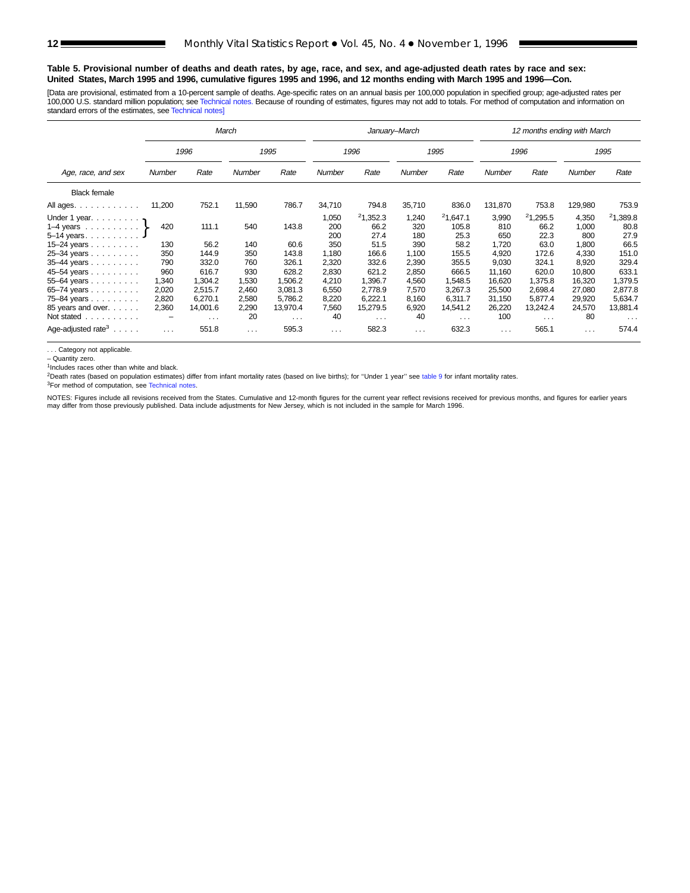**Table 5. Provisional number of deaths and death rates, by age, race, and sex, and age-adjusted death rates by race and sex: United States, March 1995 and 1996, cumulative figures 1995 and 1996, and 12 months ending with March 1995 and 1996—Con.**

[Data are provisional, estimated from a 10-percent sample of deaths. Age-specific rates on an annual basis per 100,000 population in specified group; age-adjusted rates per 100,000 U.S. standard million population; see Technical notes. Because of rounding of estimates, figures may not add to totals. For method of computation and information on standard errors of the estimates, see Technical notes]

| Age, race, and sex | March | | | | January–March | | | | 12 months ending with March | | | |
|---|---|---|---|---|---|---|---|---|---|---|---|---|
| | 1996 | | 1995 | | 1996 | | 1995 | | 1996 | | 1995 | |
| | Number | Rate | Number | Rate | Number | Rate | Number | Rate | Number | Rate | Number | Rate |
| Black female | | | | | | | | | | | | |
| All ages | 11,200 | 752.1 | 11,590 | 786.7 | 34,710 | 794.8 | 35,710 | 836.0 | 131,870 | 753.8 | 129,980 | 753.9 |
| Under 1 year | 420 (Under 1 year, 1–4 years, 5–14 years combined) | 111.1 | 540 | 143.8 | 1,050 | [2]1,352.3 | 1,240 | [2]1,647.1 | 3,990 | [2]1,295.5 | 4,350 | [2]1,389.8 |
| 1–4 years | | | | | 200 | 66.2 | 320 | 105.8 | 810 | 66.2 | 1,000 | 80.8 |
| 5–14 years | | | | | 200 | 27.4 | 180 | 25.3 | 650 | 22.3 | 800 | 27.9 |
| 15–24 years | 130 | 56.2 | 140 | 60.6 | 350 | 51.5 | 390 | 58.2 | 1,720 | 63.0 | 1,800 | 66.5 |
| 25–34 years | 350 | 144.9 | 350 | 143.8 | 1,180 | 166.6 | 1,100 | 155.5 | 4,920 | 172.6 | 4,330 | 151.0 |
| 35–44 years | 790 | 332.0 | 760 | 326.1 | 2,320 | 332.6 | 2,390 | 355.5 | 9,030 | 324.1 | 8,920 | 329.4 |
| 45–54 years | 960 | 616.7 | 930 | 628.2 | 2,830 | 621.2 | 2,850 | 666.5 | 11,160 | 620.0 | 10,800 | 633.1 |
| 55–64 years | 1,340 | 1,304.2 | 1,530 | 1,506.2 | 4,210 | 1,396.7 | 4,560 | 1,548.5 | 16,620 | 1,375.8 | 16,320 | 1,379.5 |
| 65–74 years | 2,020 | 2,515.7 | 2,460 | 3,081.3 | 6,550 | 2,778.9 | 7,570 | 3,267.3 | 25,500 | 2,698.4 | 27,080 | 2,877.8 |
| 75–84 years | 2,820 | 6,270.1 | 2,580 | 5,786.2 | 8,220 | 6,222.1 | 8,160 | 6,311.7 | 31,150 | 5,877.4 | 29,920 | 5,634.7 |
| 85 years and over | 2,360 | 14,001.6 | 2,290 | 13,970.4 | 7,560 | 15,279.5 | 6,920 | 14,541.2 | 26,220 | 13,242.4 | 24,570 | 13,881.4 |
| Not stated | – | . . . | 20 | . . . | 40 | . . . | 40 | . . . | 100 | . . . | 80 | . . . |
| Age-adjusted rate[3] | . . . | 551.8 | . . . | 595.3 | . . . | 582.3 | . . . | 632.3 | . . . | 565.1 | . . . | 574.4 |

. . . Category not applicable.

– Quantity zero.

[1]Includes races other than white and black.

[2]Death rates (based on population estimates) differ from infant mortality rates (based on live births); for ''Under 1 year'' see table 9 for infant mortality rates.

[3]For method of computation, see Technical notes.

NOTES: Figures include all revisions received from the States. Cumulative and 12-month figures for the current year reflect revisions received for previous months, and figures for earlier years may differ from those previously published. Data include adjustments for New Jersey, which is not included in the sample for March 1996.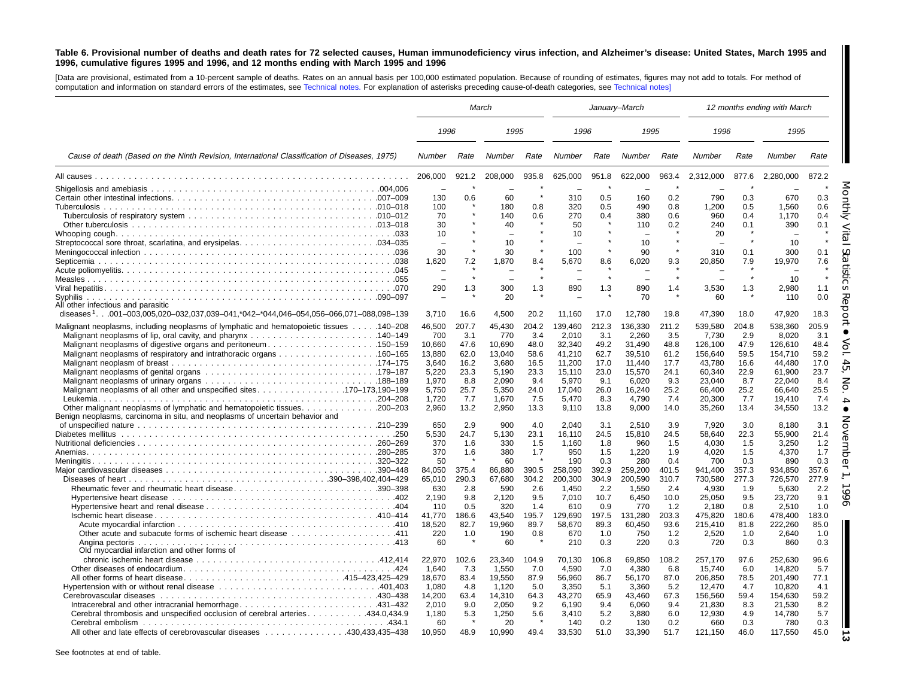**Table 6. Provisional number of deaths and death rates for 72 selected causes, Human immunodeficiency virus infection, and Alzheimer's disease: United States, March 1995 and 1996, cumulative figures 1995 and 1996, and 12 months ending with March 1995 and 1996**

[Data are provisional, estimated from a 10-percent sample of deaths. Rates on an annual basis per 100,000 estimated population. Because of rounding of estimates, figures may not add to totals. For method of computation and information on standard errors of the estimates, see Technical notes. For explanation of asterisks preceding cause-of-death categories, see Technical notes]

| Cause of death (Based on the Ninth Revision, International Classification of Diseases, 1975) | March | | | | January–March | | | | 12 months ending with March | | | |
|---|---|---|---|---|---|---|---|---|---|---|---|---|
| | 1996 | | 1995 | | 1996 | | 1995 | | 1996 | | 1995 | |
| | Number | Rate | Number | Rate | Number | Rate | Number | Rate | Number | Rate | Number | Rate |
| All causes | 206,000 | 921.2 | 208,000 | 935.8 | 625,000 | 951.8 | 622,000 | 963.4 | 2,312,000 | 877.6 | 2,280,000 | 872.2 |
| Shigellosis and amebiasis .004,006 | – | * | – | * | – | * | – | * | – | * | – | * |
| Certain other intestinal infections .007–009 | 130 | 0.6 | 60 | * | 310 | 0.5 | 160 | 0.2 | 790 | 0.3 | 670 | 0.3 |
| Tuberculosis .010–018 | 100 | * | 180 | 0.8 | 320 | 0.5 | 490 | 0.8 | 1,200 | 0.5 | 1,560 | 0.6 |
| Tuberculosis of respiratory system .010–012 | 70 | * | 140 | 0.6 | 270 | 0.4 | 380 | 0.6 | 960 | 0.4 | 1,170 | 0.4 |
| Other tuberculosis .013–018 | 30 | * | 40 | * | 50 | * | 110 | 0.2 | 240 | 0.1 | 390 | 0.1 |
| Whooping cough .033 | 10 | * | – | * | 10 | * | – | * | 20 | * | – | * |
| Streptococcal sore throat, scarlatina, and erysipelas .034–035 | – | * | 10 | * | – | * | 10 | * | – | * | 10 | * |
| Meningococcal infection .036 | 30 | * | 30 | * | 100 | * | 90 | * | 310 | 0.1 | 300 | 0.1 |
| Septicemia .038 | 1,620 | 7.2 | 1,870 | 8.4 | 5,670 | 8.6 | 6,020 | 9.3 | 20,850 | 7.9 | 19,970 | 7.6 |
| Acute poliomyelitis .045 | – | * | – | * | – | * | – | * | – | * | – | * |
| Measles .055 | – | * | – | * | – | * | – | * | – | * | 10 | * |
| Viral hepatitis .070 | 290 | 1.3 | 300 | 1.3 | 890 | 1.3 | 890 | 1.4 | 3,530 | 1.3 | 2,980 | 1.1 |
| Syphilis .090–097 | – | * | 20 | * | – | * | 70 | * | 60 | * | 110 | 0.0 |
| All other infectious and parasitic diseases[1] .001–003,005,020–032,037,039–041,*042–*044,046–054,056–066,071–088,098–139 | 3,710 | 16.6 | 4,500 | 20.2 | 11,160 | 17.0 | 12,780 | 19.8 | 47,390 | 18.0 | 47,920 | 18.3 |
| Malignant neoplasms, including neoplasms of lymphatic and hematopoietic tissues .140–208 | 46,500 | 207.7 | 45,430 | 204.2 | 139,460 | 212.3 | 136,330 | 211.2 | 539,580 | 204.8 | 538,360 | 205.9 |
| Malignant neoplasms of lip, oral cavity, and pharynx .140–149 | 700 | 3.1 | 770 | 3.4 | 2,010 | 3.1 | 2,260 | 3.5 | 7,730 | 2.9 | 8,020 | 3.1 |
| Malignant neoplasms of digestive organs and peritoneum .150–159 | 10,660 | 47.6 | 10,690 | 48.0 | 32,340 | 49.2 | 31,490 | 48.8 | 126,100 | 47.9 | 126,610 | 48.4 |
| Malignant neoplasms of respiratory and intrathoracic organs .160–165 | 13,880 | 62.0 | 13,040 | 58.6 | 41,210 | 62.7 | 39,510 | 61.2 | 156,640 | 59.5 | 154,710 | 59.2 |
| Malignant neoplasm of breast .174–175 | 3,640 | 16.2 | 3,680 | 16.5 | 11,200 | 17.0 | 11,440 | 17.7 | 43,780 | 16.6 | 44,480 | 17.0 |
| Malignant neoplasms of genital organs .179–187 | 5,220 | 23.3 | 5,190 | 23.3 | 15,110 | 23.0 | 15,570 | 24.1 | 60,340 | 22.9 | 61,900 | 23.7 |
| Malignant neoplasms of urinary organs .188–189 | 1,970 | 8.8 | 2,090 | 9.4 | 5,970 | 9.1 | 6,020 | 9.3 | 23,040 | 8.7 | 22,040 | 8.4 |
| Malignant neoplasms of all other and unspecified sites .170–173,190–199 | 5,750 | 25.7 | 5,350 | 24.0 | 17,040 | 26.0 | 16,240 | 25.2 | 66,400 | 25.2 | 66,640 | 25.5 |
| Leukemia .204–208 | 1,720 | 7.7 | 1,670 | 7.5 | 5,470 | 8.3 | 4,790 | 7.4 | 20,300 | 7.7 | 19,410 | 7.4 |
| Other malignant neoplasms of lymphatic and hematopoietic tissues .200–203 | 2,960 | 13.2 | 2,950 | 13.3 | 9,110 | 13.8 | 9,000 | 14.0 | 35,260 | 13.4 | 34,550 | 13.2 |
| Benign neoplasms, carcinoma in situ, and neoplasms of uncertain behavior and of unspecified nature .210–239 | 650 | 2.9 | 900 | 4.0 | 2,040 | 3.1 | 2,510 | 3.9 | 7,920 | 3.0 | 8,180 | 3.1 |
| Diabetes mellitus .250 | 5,530 | 24.7 | 5,130 | 23.1 | 16,110 | 24.5 | 15,810 | 24.5 | 58,640 | 22.3 | 55,900 | 21.4 |
| Nutritional deficiencies .260–269 | 370 | 1.6 | 330 | 1.5 | 1,160 | 1.8 | 960 | 1.5 | 4,030 | 1.5 | 3,250 | 1.2 |
| Anemias .280–285 | 370 | 1.6 | 380 | 1.7 | 950 | 1.5 | 1,220 | 1.9 | 4,020 | 1.5 | 4,370 | 1.7 |
| Meningitis .320–322 | 50 | * | 60 | * | 190 | 0.3 | 280 | 0.4 | 700 | 0.3 | 890 | 0.3 |
| Major cardiovascular diseases .390–448 | 84,050 | 375.4 | 86,880 | 390.5 | 258,090 | 392.9 | 259,200 | 401.5 | 941,400 | 357.3 | 934,850 | 357.6 |
| Diseases of heart .390–398,402,404–429 | 65,010 | 290.3 | 67,680 | 304.2 | 200,300 | 304.9 | 200,590 | 310.7 | 730,580 | 277.3 | 726,570 | 277.9 |
| Rheumatic fever and rheumatic heart disease .390–398 | 630 | 2.8 | 590 | 2.6 | 1,450 | 2.2 | 1,550 | 2.4 | 4,930 | 1.9 | 5,630 | 2.2 |
| Hypertensive heart disease .402 | 2,190 | 9.8 | 2,120 | 9.5 | 7,010 | 10.7 | 6,450 | 10.0 | 25,050 | 9.5 | 23,720 | 9.1 |
| Hypertensive heart and renal disease .404 | 110 | 0.5 | 320 | 1.4 | 610 | 0.9 | 770 | 1.2 | 2,180 | 0.8 | 2,510 | 1.0 |
| Ischemic heart disease .410–414 | 41,770 | 186.6 | 43,540 | 195.7 | 129,690 | 197.5 | 131,280 | 203.3 | 475,820 | 180.6 | 478,400 | 183.0 |
| Acute myocardial infarction .410 | 18,520 | 82.7 | 19,960 | 89.7 | 58,670 | 89.3 | 60,450 | 93.6 | 215,410 | 81.8 | 222,260 | 85.0 |
| Other acute and subacute forms of ischemic heart disease .411 | 220 | 1.0 | 190 | 0.8 | 670 | 1.0 | 750 | 1.2 | 2,520 | 1.0 | 2,640 | 1.0 |
| Angina pectoris .413 | 60 | * | 60 | * | 210 | 0.3 | 220 | 0.3 | 720 | 0.3 | 860 | 0.3 |
| Old myocardial infarction and other forms of chronic ischemic heart disease .412,414 | 22,970 | 102.6 | 23,340 | 104.9 | 70,130 | 106.8 | 69,850 | 108.2 | 257,170 | 97.6 | 252,630 | 96.6 |
| Other diseases of endocardium .424 | 1,640 | 7.3 | 1,550 | 7.0 | 4,590 | 7.0 | 4,380 | 6.8 | 15,740 | 6.0 | 14,820 | 5.7 |
| All other forms of heart disease .415–423,425–429 | 18,670 | 83.4 | 19,550 | 87.9 | 56,960 | 86.7 | 56,170 | 87.0 | 206,850 | 78.5 | 201,490 | 77.1 |
| Hypertension with or without renal disease .401,403 | 1,080 | 4.8 | 1,120 | 5.0 | 3,350 | 5.1 | 3,360 | 5.2 | 12,470 | 4.7 | 10,820 | 4.1 |
| Cerebrovascular diseases .430–438 | 14,200 | 63.4 | 14,310 | 64.3 | 43,270 | 65.9 | 43,460 | 67.3 | 156,560 | 59.4 | 154,630 | 59.2 |
| Intracerebral and other intracranial hemorrhage .431–432 | 2,010 | 9.0 | 2,050 | 9.2 | 6,190 | 9.4 | 6,060 | 9.4 | 21,830 | 8.3 | 21,530 | 8.2 |
| Cerebral thrombosis and unspecified occlusion of cerebral arteries .434.0,434.9 | 1,180 | 5.3 | 1,250 | 5.6 | 3,410 | 5.2 | 3,880 | 6.0 | 12,930 | 4.9 | 14,780 | 5.7 |
| Cerebral embolism .434.1 | 60 | * | 20 | * | 140 | 0.2 | 130 | 0.2 | 660 | 0.3 | 780 | 0.3 |
| All other and late effects of cerebrovascular diseases .430,433,435–438 | 10,950 | 48.9 | 10,990 | 49.4 | 33,530 | 51.0 | 33,390 | 51.7 | 121,150 | 46.0 | 117,550 | 45.0 |

See footnotes at end of table.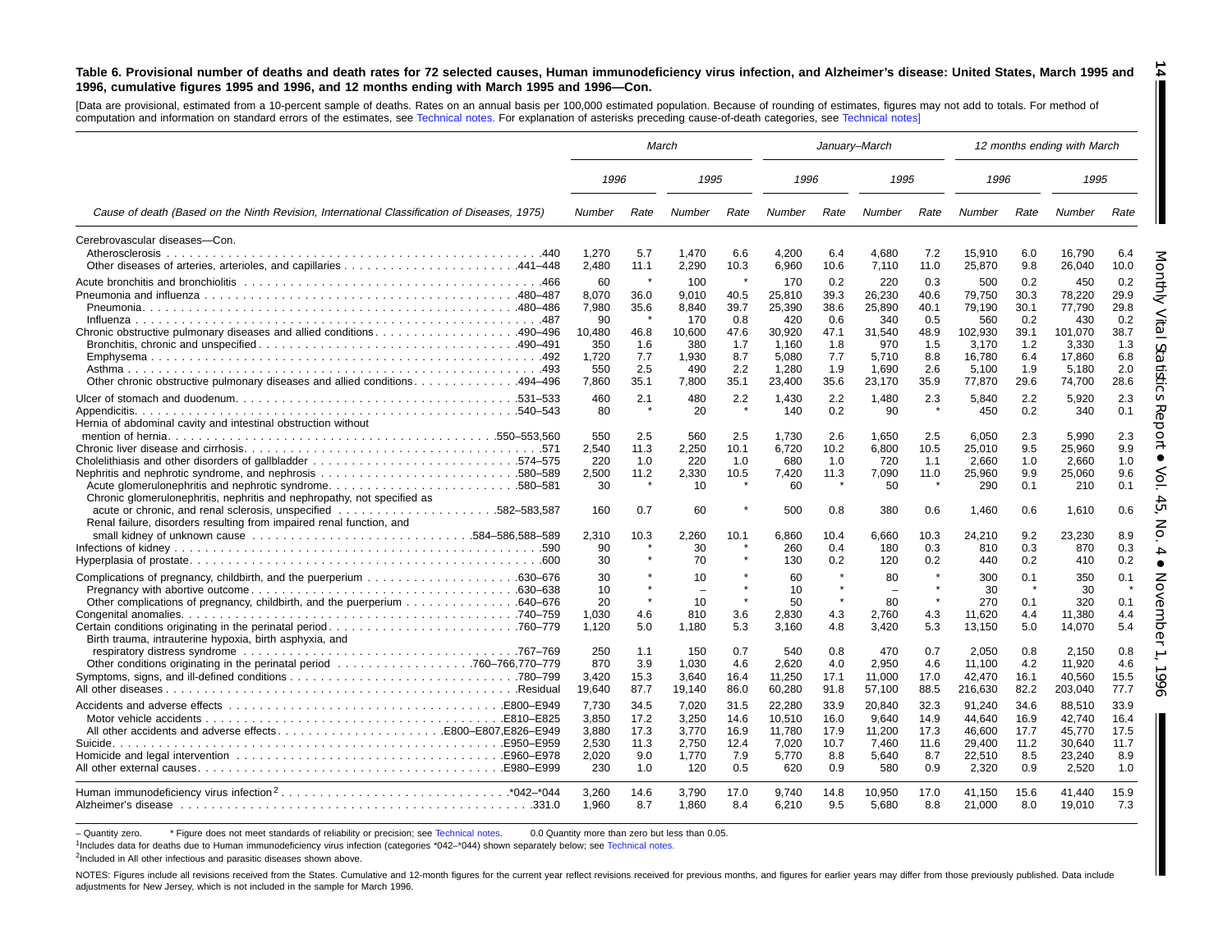**Table 6. Provisional number of deaths and death rates for 72 selected causes, Human immunodeficiency virus infection, and Alzheimer's disease: United States, March 1995 and 1996, cumulative figures 1995 and 1996, and 12 months ending with March 1995 and 1996—Con.**

[Data are provisional, estimated from a 10-percent sample of deaths. Rates on an annual basis per 100,000 estimated population. Because of rounding of estimates, figures may not add to totals. For method of computation and information on standard errors of the estimates, see Technical notes. For explanation of asterisks preceding cause-of-death categories, see Technical notes]

| Cause of death (Based on the Ninth Revision, International Classification of Diseases, 1975) | March | | | | January–March | | | | 12 months ending with March | | | |
|---|---|---|---|---|---|---|---|---|---|---|---|---|
| | 1996 | | 1995 | | 1996 | | 1995 | | 1996 | | 1995 | |
| | Number | Rate | Number | Rate | Number | Rate | Number | Rate | Number | Rate | Number | Rate |
| Cerebrovascular diseases—Con. | | | | | | | | | | | | |
| Atherosclerosis .440 | 1,270 | 5.7 | 1,470 | 6.6 | 4,200 | 6.4 | 4,680 | 7.2 | 15,910 | 6.0 | 16,790 | 6.4 |
| Other diseases of arteries, arterioles, and capillaries .441–448 | 2,480 | 11.1 | 2,290 | 10.3 | 6,960 | 10.6 | 7,110 | 11.0 | 25,870 | 9.8 | 26,040 | 10.0 |
| Acute bronchitis and bronchiolitis .466 | 60 | * | 100 | * | 170 | 0.2 | 220 | 0.3 | 500 | 0.2 | 450 | 0.2 |
| Pneumonia and influenza .480–487 | 8,070 | 36.0 | 9,010 | 40.5 | 25,810 | 39.3 | 26,230 | 40.6 | 79,750 | 30.3 | 78,220 | 29.9 |
| Pneumonia .480–486 | 7,980 | 35.6 | 8,840 | 39.7 | 25,390 | 38.6 | 25,890 | 40.1 | 79,190 | 30.1 | 77,790 | 29.8 |
| Influenza .487 | 90 | * | 170 | 0.8 | 420 | 0.6 | 340 | 0.5 | 560 | 0.2 | 430 | 0.2 |
| Chronic obstructive pulmonary diseases and allied conditions .490–496 | 10,480 | 46.8 | 10,600 | 47.6 | 30,920 | 47.1 | 31,540 | 48.9 | 102,930 | 39.1 | 101,070 | 38.7 |
| Bronchitis, chronic and unspecified .490–491 | 350 | 1.6 | 380 | 1.7 | 1,160 | 1.8 | 970 | 1.5 | 3,170 | 1.2 | 3,330 | 1.3 |
| Emphysema .492 | 1,720 | 7.7 | 1,930 | 8.7 | 5,080 | 7.7 | 5,710 | 8.8 | 16,780 | 6.4 | 17,860 | 6.8 |
| Asthma .493 | 550 | 2.5 | 490 | 2.2 | 1,280 | 1.9 | 1,690 | 2.6 | 5,100 | 1.9 | 5,180 | 2.0 |
| Other chronic obstructive pulmonary diseases and allied conditions .494–496 | 7,860 | 35.1 | 7,800 | 35.1 | 23,400 | 35.6 | 23,170 | 35.9 | 77,870 | 29.6 | 74,700 | 28.6 |
| Ulcer of stomach and duodenum .531–533 | 460 | 2.1 | 480 | 2.2 | 1,430 | 2.2 | 1,480 | 2.3 | 5,840 | 2.2 | 5,920 | 2.3 |
| Appendicitis .540–543 | 80 | * | 20 | * | 140 | 0.2 | 90 | * | 450 | 0.2 | 340 | 0.1 |
| Hernia of abdominal cavity and intestinal obstruction without mention of hernia .550–553,560 | 550 | 2.5 | 560 | 2.5 | 1,730 | 2.6 | 1,650 | 2.5 | 6,050 | 2.3 | 5,990 | 2.3 |
| Chronic liver disease and cirrhosis .571 | 2,540 | 11.3 | 2,250 | 10.1 | 6,720 | 10.2 | 6,800 | 10.5 | 25,010 | 9.5 | 25,960 | 9.9 |
| Cholelithiasis and other disorders of gallbladder .574–575 | 220 | 1.0 | 220 | 1.0 | 680 | 1.0 | 720 | 1.1 | 2,660 | 1.0 | 2,660 | 1.0 |
| Nephritis and nephrotic syndrome, and nephrosis .580–589 | 2,500 | 11.2 | 2,330 | 10.5 | 7,420 | 11.3 | 7,090 | 11.0 | 25,960 | 9.9 | 25,060 | 9.6 |
| Acute glomerulonephritis and nephrotic syndrome .580–581 | 30 | * | 10 | * | 60 | * | 50 | * | 290 | 0.1 | 210 | 0.1 |
| Chronic glomerulonephritis, nephritis and nephropathy, not specified as acute or chronic, and renal sclerosis, unspecified .582–583,587 | 160 | 0.7 | 60 | * | 500 | 0.8 | 380 | 0.6 | 1,460 | 0.6 | 1,610 | 0.6 |
| Renal failure, disorders resulting from impaired renal function, and small kidney of unknown cause .584–586,588–589 | 2,310 | 10.3 | 2,260 | 10.1 | 6,860 | 10.4 | 6,660 | 10.3 | 24,210 | 9.2 | 23,230 | 8.9 |
| Infections of kidney .590 | 90 | * | 30 | * | 260 | 0.4 | 180 | 0.3 | 810 | 0.3 | 870 | 0.3 |
| Hyperplasia of prostate .600 | 30 | * | 70 | * | 130 | 0.2 | 120 | 0.2 | 440 | 0.2 | 410 | 0.2 |
| Complications of pregnancy, childbirth, and the puerperium .630–676 | 30 | * | 10 | * | 60 | * | 80 | * | 300 | 0.1 | 350 | 0.1 |
| Pregnancy with abortive outcome .630–638 | 10 | * | – | * | 10 | * | – | * | 30 | * | 30 | * |
| Other complications of pregnancy, childbirth, and the puerperium .640–676 | 20 | * | 10 | * | 50 | * | 80 | * | 270 | 0.1 | 320 | 0.1 |
| Congenital anomalies .740–759 | 1,030 | 4.6 | 810 | 3.6 | 2,830 | 4.3 | 2,760 | 4.3 | 11,620 | 4.4 | 11,380 | 4.4 |
| Certain conditions originating in the perinatal period .760–779 | 1,120 | 5.0 | 1,180 | 5.3 | 3,160 | 4.8 | 3,420 | 5.3 | 13,150 | 5.0 | 14,070 | 5.4 |
| Birth trauma, intrauterine hypoxia, birth asphyxia, and respiratory distress syndrome .767–769 | 250 | 1.1 | 150 | 0.7 | 540 | 0.8 | 470 | 0.7 | 2,050 | 0.8 | 2,150 | 0.8 |
| Other conditions originating in the perinatal period .760–766,770–779 | 870 | 3.9 | 1,030 | 4.6 | 2,620 | 4.0 | 2,950 | 4.6 | 11,100 | 4.2 | 11,920 | 4.6 |
| Symptoms, signs, and ill-defined conditions .780–799 | 3,420 | 15.3 | 3,640 | 16.4 | 11,250 | 17.1 | 11,000 | 17.0 | 42,470 | 16.1 | 40,560 | 15.5 |
| All other diseases .Residual | 19,640 | 87.7 | 19,140 | 86.0 | 60,280 | 91.8 | 57,100 | 88.5 | 216,630 | 82.2 | 203,040 | 77.7 |
| Accidents and adverse effects .E800–E949 | 7,730 | 34.5 | 7,020 | 31.5 | 22,280 | 33.9 | 20,840 | 32.3 | 91,240 | 34.6 | 88,510 | 33.9 |
| Motor vehicle accidents .E810–E825 | 3,850 | 17.2 | 3,250 | 14.6 | 10,510 | 16.0 | 9,640 | 14.9 | 44,640 | 16.9 | 42,740 | 16.4 |
| All other accidents and adverse effects .E800–E807,E826–E949 | 3,880 | 17.3 | 3,770 | 16.9 | 11,780 | 17.9 | 11,200 | 17.3 | 46,600 | 17.7 | 45,770 | 17.5 |
| Suicide .E950–E959 | 2,530 | 11.3 | 2,750 | 12.4 | 7,020 | 10.7 | 7,460 | 11.6 | 29,400 | 11.2 | 30,640 | 11.7 |
| Homicide and legal intervention .E960–E978 | 2,020 | 9.0 | 1,770 | 7.9 | 5,770 | 8.8 | 5,640 | 8.7 | 22,510 | 8.5 | 23,240 | 8.9 |
| All other external causes .E980–E999 | 230 | 1.0 | 120 | 0.5 | 620 | 0.9 | 580 | 0.9 | 2,320 | 0.9 | 2,520 | 1.0 |
| Human immunodeficiency virus infection[2] .*042–*044 | 3,260 | 14.6 | 3,790 | 17.0 | 9,740 | 14.8 | 10,950 | 17.0 | 41,150 | 15.6 | 41,440 | 15.9 |
| Alzheimer's disease .331.0 | 1,960 | 8.7 | 1,860 | 8.4 | 6,210 | 9.5 | 5,680 | 8.8 | 21,000 | 8.0 | 19,010 | 7.3 |

– Quantity zero. * Figure does not meet standards of reliability or precision; see Technical notes. 0.0 Quantity more than zero but less than 0.05.

[1]Includes data for deaths due to Human immunodeficiency virus infection (categories *042–*044) shown separately below; see Technical notes.

[2]Included in All other infectious and parasitic diseases shown above.

NOTES: Figures include all revisions received from the States. Cumulative and 12-month figures for the current year reflect revisions received for previous months, and figures for earlier years may differ from those previously published. Data include adjustments for New Jersey, which is not included in the sample for March 1996.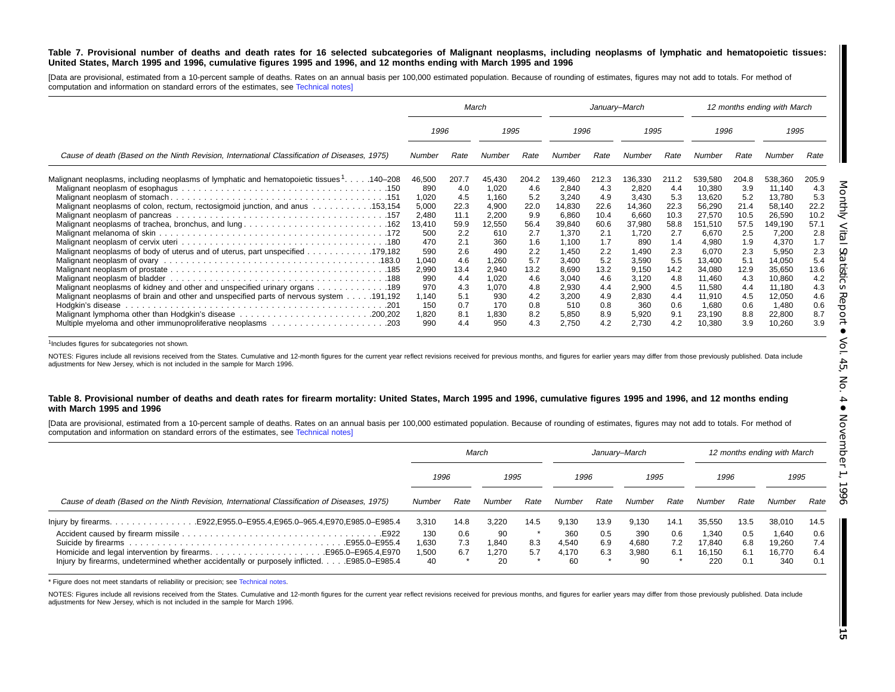**Table 7. Provisional number of deaths and death rates for 16 selected subcategories of Malignant neoplasms, including neoplasms of lymphatic and hematopoietic tissues: United States, March 1995 and 1996, cumulative figures 1995 and 1996, and 12 months ending with March 1995 and 1996**

[Data are provisional, estimated from a 10-percent sample of deaths. Rates on an annual basis per 100,000 estimated population. Because of rounding of estimates, figures may not add to totals. For method of computation and information on standard errors of the estimates, see Technical notes]

| Cause of death (Based on the Ninth Revision, International Classification of Diseases, 1975) | March | | | | January–March | | | | 12 months ending with March | | | |
|---|---|---|---|---|---|---|---|---|---|---|---|---|
| | 1996 | | 1995 | | 1996 | | 1995 | | 1996 | | 1995 | |
| | Number | Rate | Number | Rate | Number | Rate | Number | Rate | Number | Rate | Number | Rate |
| Malignant neoplasms, including neoplasms of lymphatic and hematopoietic tissues[1] .....140–208 | 46,500 | 207.7 | 45,430 | 204.2 | 139,460 | 212.3 | 136,330 | 211.2 | 539,580 | 204.8 | 538,360 | 205.9 |
| Malignant neoplasm of esophagus .....150 | 890 | 4.0 | 1,020 | 4.6 | 2,840 | 4.3 | 2,820 | 4.4 | 10,380 | 3.9 | 11,140 | 4.3 |
| Malignant neoplasm of stomach .....151 | 1,020 | 4.5 | 1,160 | 5.2 | 3,240 | 4.9 | 3,430 | 5.3 | 13,620 | 5.2 | 13,780 | 5.3 |
| Malignant neoplasms of colon, rectum, rectosigmoid junction, and anus .....153,154 | 5,000 | 22.3 | 4,900 | 22.0 | 14,830 | 22.6 | 14,360 | 22.3 | 56,290 | 21.4 | 58,140 | 22.2 |
| Malignant neoplasm of pancreas .....157 | 2,480 | 11.1 | 2,200 | 9.9 | 6,860 | 10.4 | 6,660 | 10.3 | 27,570 | 10.5 | 26,590 | 10.2 |
| Malignant neoplasms of trachea, bronchus, and lung .....162 | 13,410 | 59.9 | 12,550 | 56.4 | 39,840 | 60.6 | 37,980 | 58.8 | 151,510 | 57.5 | 149,190 | 57.1 |
| Malignant melanoma of skin .....172 | 500 | 2.2 | 610 | 2.7 | 1,370 | 2.1 | 1,720 | 2.7 | 6,670 | 2.5 | 7,200 | 2.8 |
| Malignant neoplasm of cervix uteri .....180 | 470 | 2.1 | 360 | 1.6 | 1,100 | 1.7 | 890 | 1.4 | 4,980 | 1.9 | 4,370 | 1.7 |
| Malignant neoplasms of body of uterus and of uterus, part unspecified .....179,182 | 590 | 2.6 | 490 | 2.2 | 1,450 | 2.2 | 1,490 | 2.3 | 6,070 | 2.3 | 5,950 | 2.3 |
| Malignant neoplasm of ovary .....183.0 | 1,040 | 4.6 | 1,260 | 5.7 | 3,400 | 5.2 | 3,590 | 5.5 | 13,400 | 5.1 | 14,050 | 5.4 |
| Malignant neoplasm of prostate .....185 | 2,990 | 13.4 | 2,940 | 13.2 | 8,690 | 13.2 | 9,150 | 14.2 | 34,080 | 12.9 | 35,650 | 13.6 |
| Malignant neoplasm of bladder .....188 | 990 | 4.4 | 1,020 | 4.6 | 3,040 | 4.6 | 3,120 | 4.8 | 11,460 | 4.3 | 10,860 | 4.2 |
| Malignant neoplasms of kidney and other and unspecified urinary organs .....189 | 970 | 4.3 | 1,070 | 4.8 | 2,930 | 4.4 | 2,900 | 4.5 | 11,580 | 4.4 | 11,180 | 4.3 |
| Malignant neoplasms of brain and other and unspecified parts of nervous system .....191,192 | 1,140 | 5.1 | 930 | 4.2 | 3,200 | 4.9 | 2,830 | 4.4 | 11,910 | 4.5 | 12,050 | 4.6 |
| Hodgkin's disease .....201 | 150 | 0.7 | 170 | 0.8 | 510 | 0.8 | 360 | 0.6 | 1,680 | 0.6 | 1,480 | 0.6 |
| Malignant lymphoma other than Hodgkin's disease .....200,202 | 1,820 | 8.1 | 1,830 | 8.2 | 5,850 | 8.9 | 5,920 | 9.1 | 23,190 | 8.8 | 22,800 | 8.7 |
| Multiple myeloma and other immunoproliferative neoplasms .....203 | 990 | 4.4 | 950 | 4.3 | 2,750 | 4.2 | 2,730 | 4.2 | 10,380 | 3.9 | 10,260 | 3.9 |

[1]Includes figures for subcategories not shown.

NOTES: Figures include all revisions received from the States. Cumulative and 12-month figures for the current year reflect revisions received for previous months, and figures for earlier years may differ from those previously published. Data include adjustments for New Jersey, which is not included in the sample for March 1996.

**Table 8. Provisional number of deaths and death rates for firearm mortality: United States, March 1995 and 1996, cumulative figures 1995 and 1996, and 12 months ending with March 1995 and 1996**

[Data are provisional, estimated from a 10-percent sample of deaths. Rates on an annual basis per 100,000 estimated population. Because of rounding of estimates, figures may not add to totals. For method of computation and information on standard errors of the estimates, see Technical notes]

| Cause of death (Based on the Ninth Revision, International Classification of Diseases, 1975) | March | | | | January–March | | | | 12 months ending with March | | | |
|---|---|---|---|---|---|---|---|---|---|---|---|---|
| | 1996 | | 1995 | | 1996 | | 1995 | | 1996 | | 1995 | |
| | Number | Rate | Number | Rate | Number | Rate | Number | Rate | Number | Rate | Number | Rate |
| Injury by firearms .....E922,E955.0–E955.4,E965.0–965.4,E970,E985.0–E985.4 | 3,310 | 14.8 | 3,220 | 14.5 | 9,130 | 13.9 | 9,130 | 14.1 | 35,550 | 13.5 | 38,010 | 14.5 |
| Accident caused by firearm missile .....E922 | 130 | 0.6 | 90 | * | 360 | 0.5 | 390 | 0.6 | 1,340 | 0.5 | 1,640 | 0.6 |
| Suicide by firearms .....E955.0–E955.4 | 1,630 | 7.3 | 1,840 | 8.3 | 4,540 | 6.9 | 4,680 | 7.2 | 17,840 | 6.8 | 19,260 | 7.4 |
| Homicide and legal intervention by firearms .....E965.0–E965.4,E970 | 1,500 | 6.7 | 1,270 | 5.7 | 4,170 | 6.3 | 3,980 | 6.1 | 16,150 | 6.1 | 16,770 | 6.4 |
| Injury by firearms, undetermined whether accidentally or purposely inflicted .....E985.0–E985.4 | 40 | * | 20 | * | 60 | * | 90 | * | 220 | 0.1 | 340 | 0.1 |

* Figure does not meet standards of reliability or precision; see Technical notes.

NOTES: Figures include all revisions received from the States. Cumulative and 12-month figures for the current year reflect revisions received for previous months, and figures for earlier years may differ from those previously published. Data include adjustments for New Jersey, which is not included in the sample for March 1996.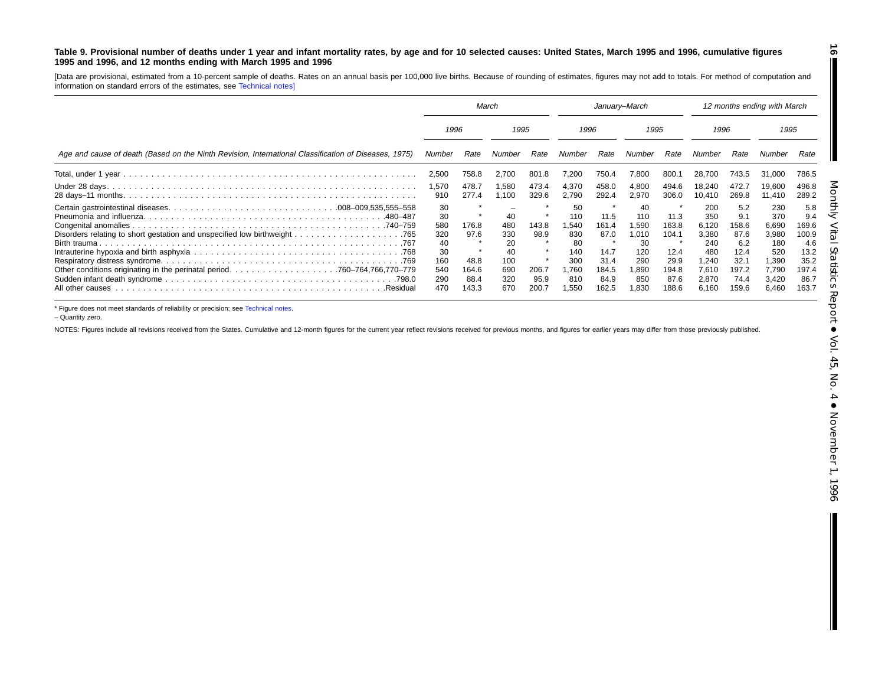**Table 9. Provisional number of deaths under 1 year and infant mortality rates, by age and for 10 selected causes: United States, March 1995 and 1996, cumulative figures 1995 and 1996, and 12 months ending with March 1995 and 1996**

[Data are provisional, estimated from a 10-percent sample of deaths. Rates on an annual basis per 100,000 live births. Because of rounding of estimates, figures may not add to totals. For method of computation and information on standard errors of the estimates, see Technical notes]

| Age and cause of death (Based on the Ninth Revision, International Classification of Diseases, 1975) | March | | | | January–March | | | | 12 months ending with March | | | |
|---|---|---|---|---|---|---|---|---|---|---|---|---|
| | 1996 | | 1995 | | 1996 | | 1995 | | 1996 | | 1995 | |
| | Number | Rate | Number | Rate | Number | Rate | Number | Rate | Number | Rate | Number | Rate |
| Total, under 1 year | 2,500 | 758.8 | 2,700 | 801.8 | 7,200 | 750.4 | 7,800 | 800.1 | 28,700 | 743.5 | 31,000 | 786.5 |
| Under 28 days | 1,570 | 478.7 | 1,580 | 473.4 | 4,370 | 458.0 | 4,800 | 494.6 | 18,240 | 472.7 | 19,600 | 496.8 |
| 28 days–11 months | 910 | 277.4 | 1,100 | 329.6 | 2,790 | 292.4 | 2,970 | 306.0 | 10,410 | 269.8 | 11,410 | 289.2 |
| Certain gastrointestinal diseases .008–009,535,555–558 | 30 | * | – | * | 50 | * | 40 | * | 200 | 5.2 | 230 | 5.8 |
| Pneumonia and influenza .480–487 | 30 | * | 40 | * | 110 | 11.5 | 110 | 11.3 | 350 | 9.1 | 370 | 9.4 |
| Congenital anomalies .740–759 | 580 | 176.8 | 480 | 143.8 | 1,540 | 161.4 | 1,590 | 163.8 | 6,120 | 158.6 | 6,690 | 169.6 |
| Disorders relating to short gestation and unspecified low birthweight .765 | 320 | 97.6 | 330 | 98.9 | 830 | 87.0 | 1,010 | 104.1 | 3,380 | 87.6 | 3,980 | 100.9 |
| Birth trauma .767 | 40 | * | 20 | * | 80 | * | 30 | * | 240 | 6.2 | 180 | 4.6 |
| Intrauterine hypoxia and birth asphyxia .768 | 30 | * | 40 | * | 140 | 14.7 | 120 | 12.4 | 480 | 12.4 | 520 | 13.2 |
| Respiratory distress syndrome .769 | 160 | 48.8 | 100 | * | 300 | 31.4 | 290 | 29.9 | 1,240 | 32.1 | 1,390 | 35.2 |
| Other conditions originating in the perinatal period .760–764,766,770–779 | 540 | 164.6 | 690 | 206.7 | 1,760 | 184.5 | 1,890 | 194.8 | 7,610 | 197.2 | 7,790 | 197.4 |
| Sudden infant death syndrome .798.0 | 290 | 88.4 | 320 | 95.9 | 810 | 84.9 | 850 | 87.6 | 2,870 | 74.4 | 3,420 | 86.7 |
| All other causes .Residual | 470 | 143.3 | 670 | 200.7 | 1,550 | 162.5 | 1,830 | 188.6 | 6,160 | 159.6 | 6,460 | 163.7 |

* Figure does not meet standards of reliability or precision; see Technical notes.

– Quantity zero.

NOTES: Figures include all revisions received from the States. Cumulative and 12-month figures for the current year reflect revisions received for previous months, and figures for earlier years may differ from those previously published.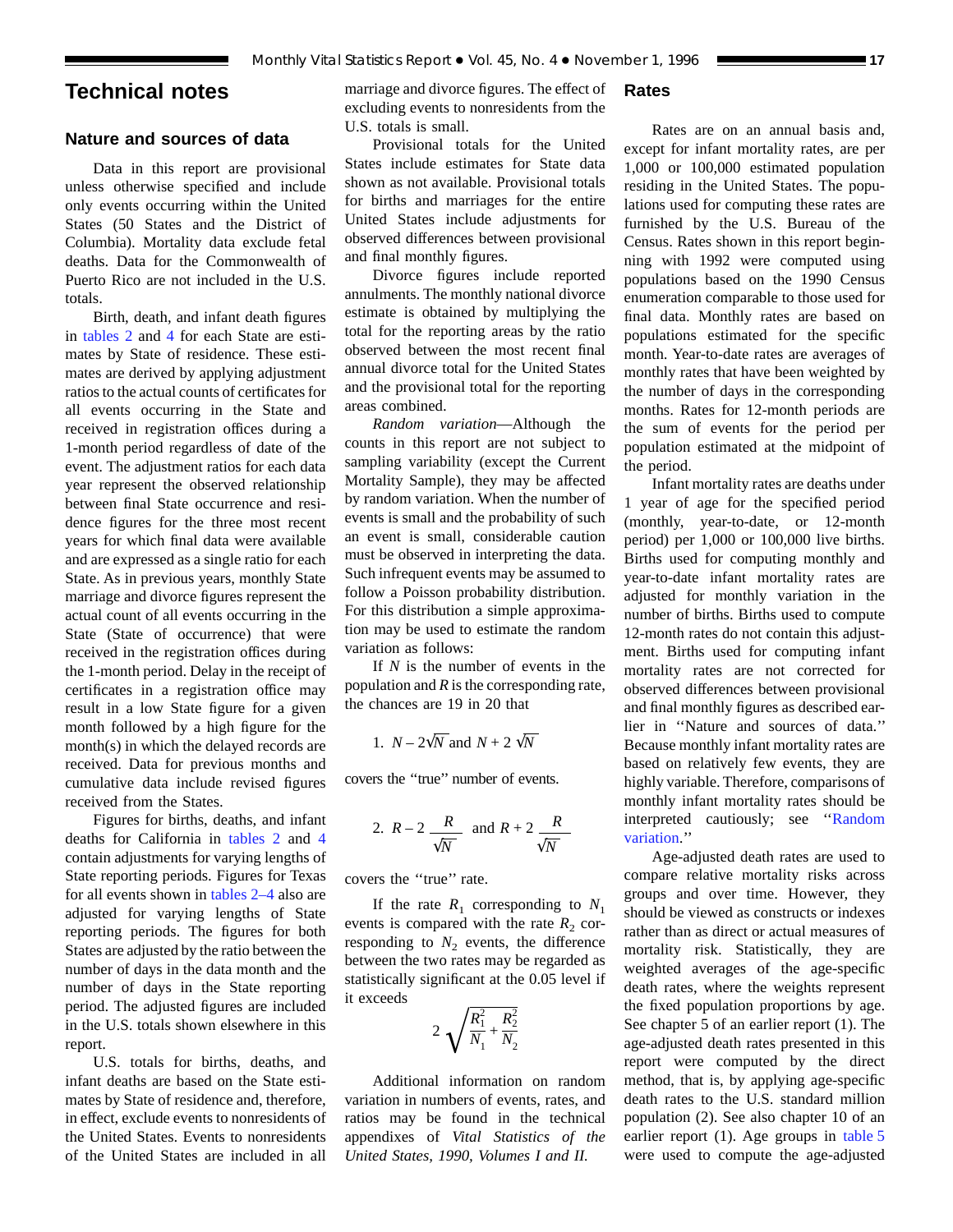# Technical notes

## Nature and sources of data

Data in this report are provisional unless otherwise specified and include only events occurring within the United States (50 States and the District of Columbia). Mortality data exclude fetal deaths. Data for the Commonwealth of Puerto Rico are not included in the U.S. totals.

Birth, death, and infant death figures in tables 2 and 4 for each State are estimates by State of residence. These estimates are derived by applying adjustment ratios to the actual counts of certificates for all events occurring in the State and received in registration offices during a 1-month period regardless of date of the event. The adjustment ratios for each data year represent the observed relationship between final State occurrence and residence figures for the three most recent years for which final data were available and are expressed as a single ratio for each State. As in previous years, monthly State marriage and divorce figures represent the actual count of all events occurring in the State (State of occurrence) that were received in the registration offices during the 1-month period. Delay in the receipt of certificates in a registration office may result in a low State figure for a given month followed by a high figure for the month(s) in which the delayed records are received. Data for previous months and cumulative data include revised figures received from the States.

Figures for births, deaths, and infant deaths for California in tables 2 and 4 contain adjustments for varying lengths of State reporting periods. Figures for Texas for all events shown in tables 2–4 also are adjusted for varying lengths of State reporting periods. The figures for both States are adjusted by the ratio between the number of days in the data month and the number of days in the State reporting period. The adjusted figures are included in the U.S. totals shown elsewhere in this report.

U.S. totals for births, deaths, and infant deaths are based on the State estimates by State of residence and, therefore, in effect, exclude events to nonresidents of the United States. Events to nonresidents of the United States are included in all marriage and divorce figures. The effect of excluding events to nonresidents from the U.S. totals is small.

Provisional totals for the United States include estimates for State data shown as not available. Provisional totals for births and marriages for the entire United States include adjustments for observed differences between provisional and final monthly figures.

Divorce figures include reported annulments. The monthly national divorce estimate is obtained by multiplying the total for the reporting areas by the ratio observed between the most recent final annual divorce total for the United States and the provisional total for the reporting areas combined.

*Random variation*—Although the counts in this report are not subject to sampling variability (except the Current Mortality Sample), they may be affected by random variation. When the number of events is small and the probability of such an event is small, considerable caution must be observed in interpreting the data. Such infrequent events may be assumed to follow a Poisson probability distribution. For this distribution a simple approximation may be used to estimate the random variation as follows:

If $N$ is the number of events in the population and $R$ is the corresponding rate, the chances are 19 in 20 that

1. $N - 2\sqrt{N}$ and $N + 2\sqrt{N}$

covers the "true" number of events.

2. $R - 2\dfrac{R}{\sqrt{N}}$ and $R + 2\dfrac{R}{\sqrt{N}}$

covers the "true" rate.

If the rate $R_1$ corresponding to $N_1$ events is compared with the rate $R_2$ corresponding to $N_2$ events, the difference between the two rates may be regarded as statistically significant at the 0.05 level if it exceeds

$$2\sqrt{\frac{R_1^2}{N_1} + \frac{R_2^2}{N_2}}$$

Additional information on random variation in numbers of events, rates, and ratios may be found in the technical appendixes of *Vital Statistics of the United States, 1990, Volumes I and II.*

## Rates

Rates are on an annual basis and, except for infant mortality rates, are per 1,000 or 100,000 estimated population residing in the United States. The populations used for computing these rates are furnished by the U.S. Bureau of the Census. Rates shown in this report beginning with 1992 were computed using populations based on the 1990 Census enumeration comparable to those used for final data. Monthly rates are based on populations estimated for the specific month. Year-to-date rates are averages of monthly rates that have been weighted by the number of days in the corresponding months. Rates for 12-month periods are the sum of events for the period per population estimated at the midpoint of the period.

Infant mortality rates are deaths under 1 year of age for the specified period (monthly, year-to-date, or 12-month period) per 1,000 or 100,000 live births. Births used for computing monthly and year-to-date infant mortality rates are adjusted for monthly variation in the number of births. Births used to compute 12-month rates do not contain this adjustment. Births used for computing infant mortality rates are not corrected for observed differences between provisional and final monthly figures as described earlier in "Nature and sources of data." Because monthly infant mortality rates are based on relatively few events, they are highly variable. Therefore, comparisons of monthly infant mortality rates should be interpreted cautiously; see "Random variation."

Age-adjusted death rates are used to compare relative mortality risks across groups and over time. However, they should be viewed as constructs or indexes rather than as direct or actual measures of mortality risk. Statistically, they are weighted averages of the age-specific death rates, where the weights represent the fixed population proportions by age. See chapter 5 of an earlier report (1). The age-adjusted death rates presented in this report were computed by the direct method, that is, by applying age-specific death rates to the U.S. standard million population (2). See also chapter 10 of an earlier report (1). Age groups in table 5 were used to compute the age-adjusted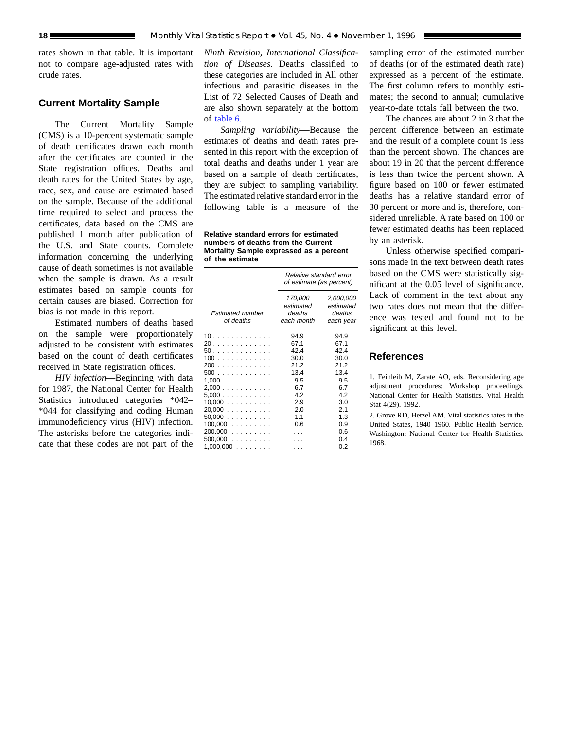rates shown in that table. It is important not to compare age-adjusted rates with crude rates.

## Current Mortality Sample

The Current Mortality Sample (CMS) is a 10-percent systematic sample of death certificates drawn each month after the certificates are counted in the State registration offices. Deaths and death rates for the United States by age, race, sex, and cause are estimated based on the sample. Because of the additional time required to select and process the certificates, data based on the CMS are published 1 month after publication of the U.S. and State counts. Complete information concerning the underlying cause of death sometimes is not available when the sample is drawn. As a result estimates based on sample counts for certain causes are biased. Correction for bias is not made in this report.

Estimated numbers of deaths based on the sample were proportionately adjusted to be consistent with estimates based on the count of death certificates received in State registration offices.

*HIV infection*—Beginning with data for 1987, the National Center for Health Statistics introduced categories *042–*044 for classifying and coding Human immunodeficiency virus (HIV) infection. The asterisks before the categories indicate that these codes are not part of the *Ninth Revision, International Classification of Diseases.* Deaths classified to these categories are included in All other infectious and parasitic diseases in the List of 72 Selected Causes of Death and are also shown separately at the bottom of table 6.

*Sampling variability*—Because the estimates of deaths and death rates presented in this report with the exception of total deaths and deaths under 1 year are based on a sample of death certificates, they are subject to sampling variability. The estimated relative standard error in the following table is a measure of the sampling error of the estimated number of deaths (or of the estimated death rate) expressed as a percent of the estimate. The first column refers to monthly estimates; the second to annual; cumulative year-to-date totals fall between the two.

**Relative standard errors for estimated numbers of deaths from the Current Mortality Sample expressed as a percent of the estimate**

| Estimated number of deaths | Relative standard error of estimate (as percent) | |
|---|---|---|
| | 170,000 estimated deaths each month | 2,000,000 estimated deaths each year |
| 10 | 94.9 | 94.9 |
| 20 | 67.1 | 67.1 |
| 50 | 42.4 | 42.4 |
| 100 | 30.0 | 30.0 |
| 200 | 21.2 | 21.2 |
| 500 | 13.4 | 13.4 |
| 1,000 | 9.5 | 9.5 |
| 2,000 | 6.7 | 6.7 |
| 5,000 | 4.2 | 4.2 |
| 10,000 | 2.9 | 3.0 |
| 20,000 | 2.0 | 2.1 |
| 50,000 | 1.1 | 1.3 |
| 100,000 | 0.6 | 0.9 |
| 200,000 | . . . | 0.6 |
| 500,000 | . . . | 0.4 |
| 1,000,000 | . . . | 0.2 |

The chances are about 2 in 3 that the percent difference between an estimate and the result of a complete count is less than the percent shown. The chances are about 19 in 20 that the percent difference is less than twice the percent shown. A figure based on 100 or fewer estimated deaths has a relative standard error of 30 percent or more and is, therefore, considered unreliable. A rate based on 100 or fewer estimated deaths has been replaced by an asterisk.

Unless otherwise specified comparisons made in the text between death rates based on the CMS were statistically significant at the 0.05 level of significance. Lack of comment in the text about any two rates does not mean that the difference was tested and found not to be significant at this level.

## References

1. Feinleib M, Zarate AO, eds. Reconsidering age adjustment procedures: Workshop proceedings. National Center for Health Statistics. Vital Health Stat 4(29). 1992.

2. Grove RD, Hetzel AM. Vital statistics rates in the United States, 1940–1960. Public Health Service. Washington: National Center for Health Statistics. 1968.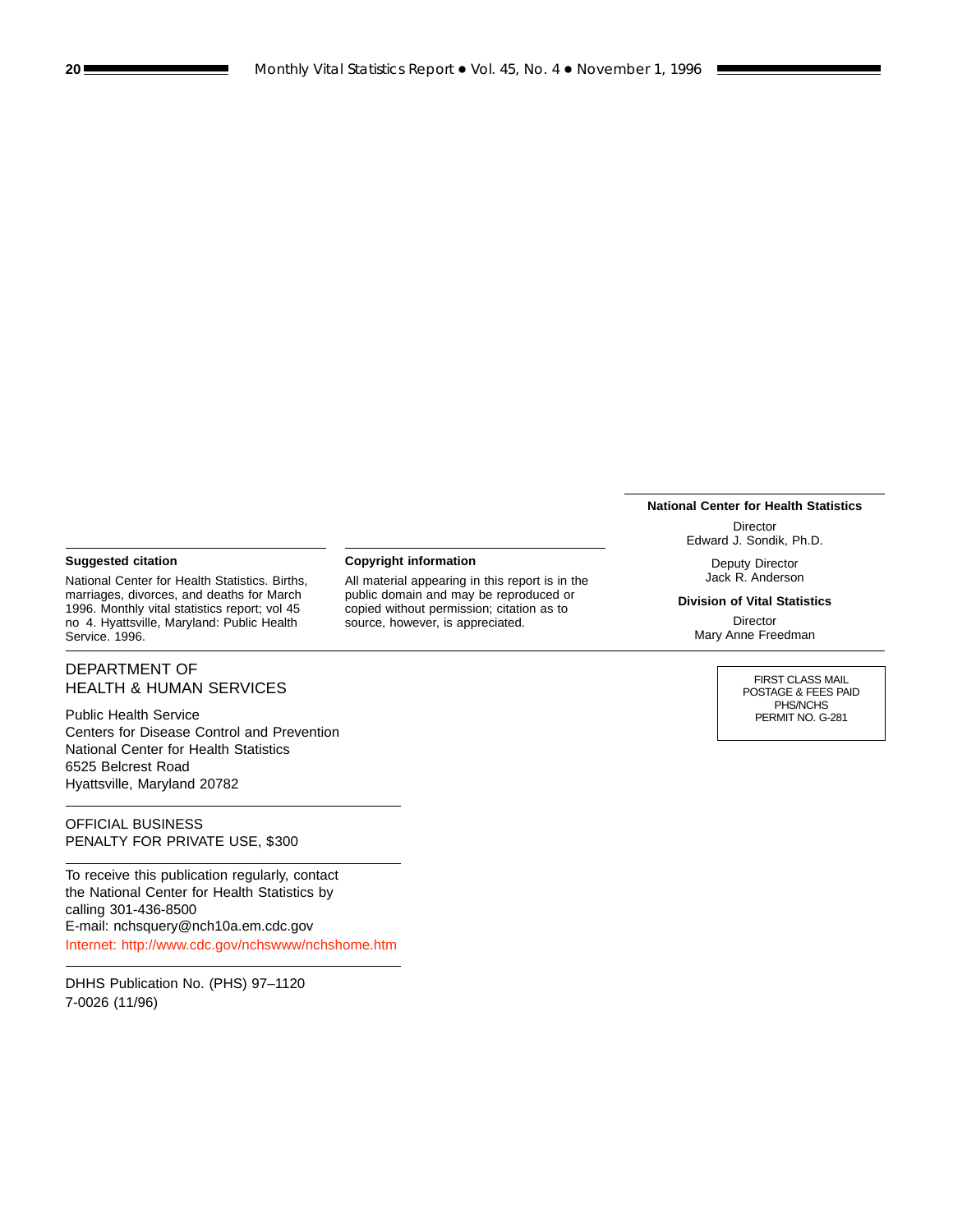**National Center for Health Statistics**

Director
Edward J. Sondik, Ph.D.

Deputy Director
Jack R. Anderson

**Division of Vital Statistics**

Director
Mary Anne Freedman

**Suggested citation**

National Center for Health Statistics. Births, marriages, divorces, and deaths for March 1996. Monthly vital statistics report; vol 45 no 4. Hyattsville, Maryland: Public Health Service. 1996.

**Copyright information**

All material appearing in this report is in the public domain and may be reproduced or copied without permission; citation as to source, however, is appreciated.

DEPARTMENT OF
HEALTH & HUMAN SERVICES

Public Health Service
Centers for Disease Control and Prevention
National Center for Health Statistics
6525 Belcrest Road
Hyattsville, Maryland 20782

OFFICIAL BUSINESS
PENALTY FOR PRIVATE USE, $300

To receive this publication regularly, contact the National Center for Health Statistics by calling 301-436-8500
E-mail: nchsquery@nch10a.em.cdc.gov
Internet: http://www.cdc.gov/nchswww/nchshome.htm

DHHS Publication No. (PHS) 97–1120
7-0026 (11/96)

FIRST CLASS MAIL
POSTAGE & FEES PAID
PHS/NCHS
PERMIT NO. G-281